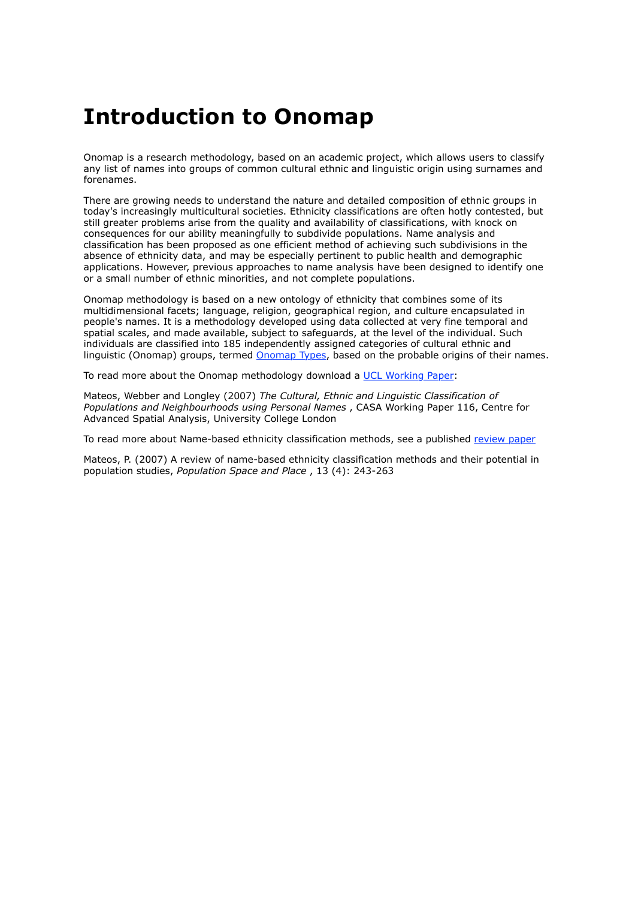# Introduction to Onomap

Onomap is a research methodology, based on an academic project, which allows users to classify any list of names into groups of common cultural ethnic and linguistic origin using surnames and forenames.

There are growing needs to understand the nature and detailed composition of ethnic groups in today's increasingly multicultural societies. Ethnicity classifications are often hotly contested, but still greater problems arise from the quality and availability of classifications, with knock on consequences for our ability meaningfully to subdivide populations. Name analysis and classification has been proposed as one efficient method of achieving such subdivisions in the absence of ethnicity data, and may be especially pertinent to public health and demographic applications. However, previous approaches to name analysis have been designed to identify one or a small number of ethnic minorities, and not complete populations.

Onomap methodology is based on a new ontology of ethnicity that combines some of its multidimensional facets; language, religion, geographical region, and culture encapsulated in people's names. It is a methodology developed using data collected at very fine temporal and spatial scales, and made available, subject to safeguards, at the level of the individual. Such individuals are classified into 185 independently assigned categories of cultural ethnic and linguistic (Onomap) groups, termed Onomap Types, based on the probable origins of their names.

To read more about the Onomap methodology download a UCL Working Paper:

Mateos, Webber and Longley (2007) *The Cultural, Ethnic and Linguistic Classification of Populations and Neighbourhoods using Personal Names* , CASA Working Paper 116, Centre for Advanced Spatial Analysis, University College London

To read more about Name-based ethnicity classification methods, see a published review paper

Mateos, P. (2007) A review of name-based ethnicity classification methods and their potential in population studies, *Population Space and Place* , 13 (4): 243-263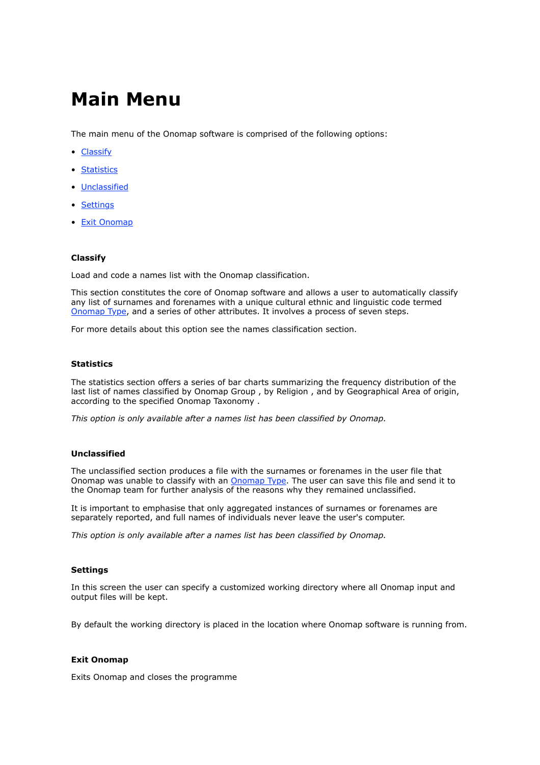# Main Menu

The main menu of the Onomap software is comprised of the following options:

- Classify
- Statistics
- Unclassified
- Settings
- Exit Onomap

#### Classify

Load and code a names list with the Onomap classification.

This section constitutes the core of Onomap software and allows a user to automatically classify any list of surnames and forenames with a unique cultural ethnic and linguistic code termed Onomap Type, and a series of other attributes. It involves a process of seven steps.

For more details about this option see the names classification section.

#### Statistics

The statistics section offers a series of bar charts summarizing the frequency distribution of the last list of names classified by Onomap Group , by Religion , and by Geographical Area of origin, according to the specified Onomap Taxonomy .

*This option is only available after a names list has been classified by Onomap.*

#### Unclassified

The unclassified section produces a file with the surnames or forenames in the user file that Onomap was unable to classify with an Onomap Type. The user can save this file and send it to the Onomap team for further analysis of the reasons why they remained unclassified.

It is important to emphasise that only aggregated instances of surnames or forenames are separately reported, and full names of individuals never leave the user's computer.

*This option is only available after a names list has been classified by Onomap.*

#### Settings

In this screen the user can specify a customized working directory where all Onomap input and output files will be kept.

By default the working directory is placed in the location where Onomap software is running from.

#### Exit Onomap

Exits Onomap and closes the programme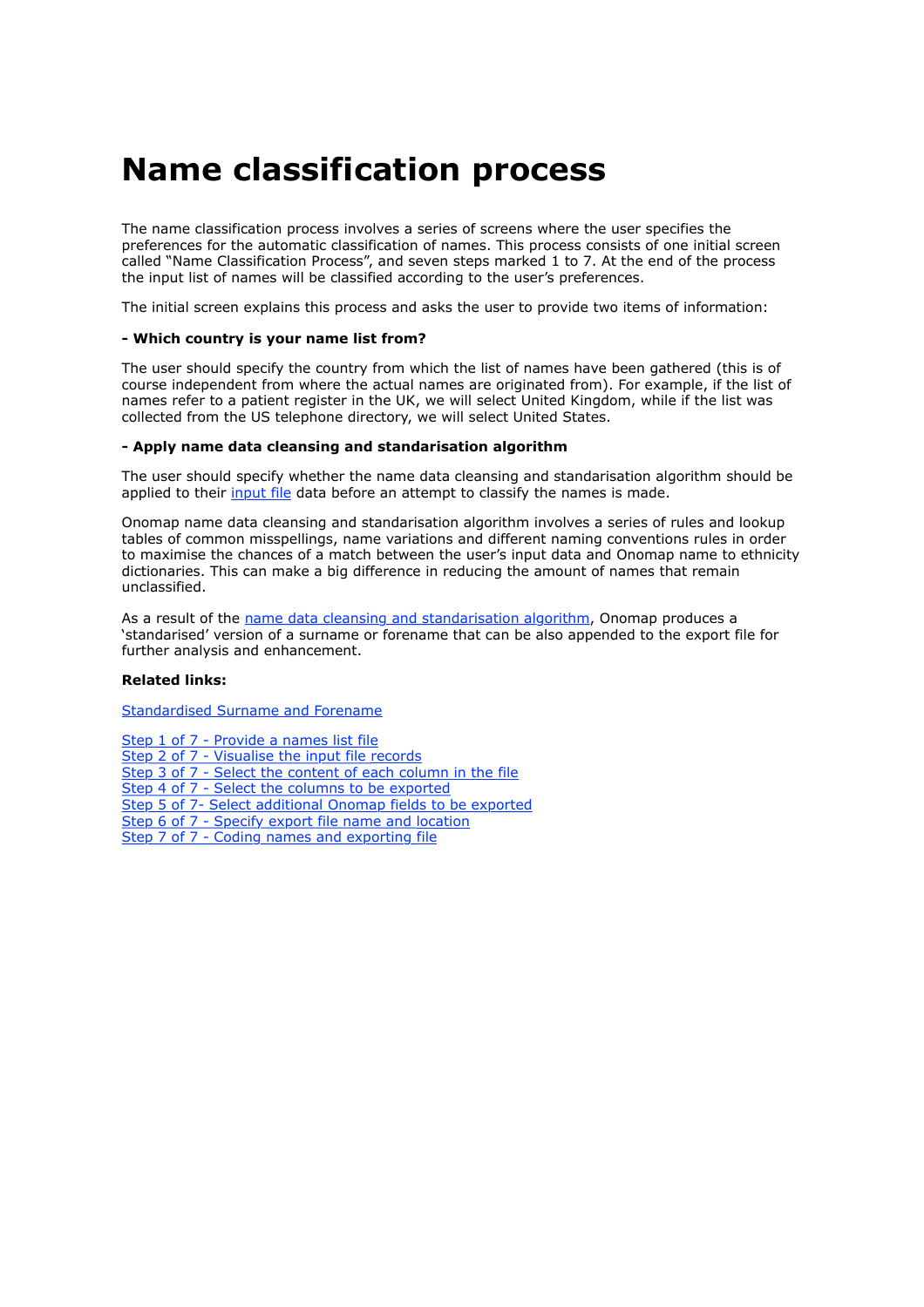# Name classification process

The name classification process involves a series of screens where the user specifies the preferences for the automatic classification of names. This process consists of one initial screen called "Name Classification Process", and seven steps marked 1 to 7. At the end of the process the input list of names will be classified according to the user's preferences.

The initial screen explains this process and asks the user to provide two items of information:

**- Which country is your name list from?**

The user should specify the country from which the list of names have been gathered (this is of course independent from where the actual names are originated from). For example, if the list of names refer to a patient register in the UK, we will select United Kingdom, while if the list was collected from the US telephone directory, we will select United States.

**- Apply name data cleansing and standarisation algorithm**

The user should specify whether the name data cleansing and standarisation algorithm should be applied to their input file data before an attempt to classify the names is made.

Onomap name data cleansing and standarisation algorithm involves a series of rules and lookup tables of common misspellings, name variations and different naming conventions rules in order to maximise the chances of a match between the user's input data and Onomap name to ethnicity dictionaries. This can make a big difference in reducing the amount of names that remain unclassified.

As a result of the name data cleansing and standarisation algorithm, Onomap produces a 'standarised' version of a surname or forename that can be also appended to the export file for further analysis and enhancement.

**Related links:**

Standardised Surname and Forename

Step 1 of 7 - Provide a names list file
Step 2 of 7 - Visualise the input file records
Step 3 of 7 - Select the content of each column in the file
Step 4 of 7 - Select the columns to be exported
Step 5 of 7- Select additional Onomap fields to be exported
Step 6 of 7 - Specify export file name and location
Step 7 of 7 - Coding names and exporting file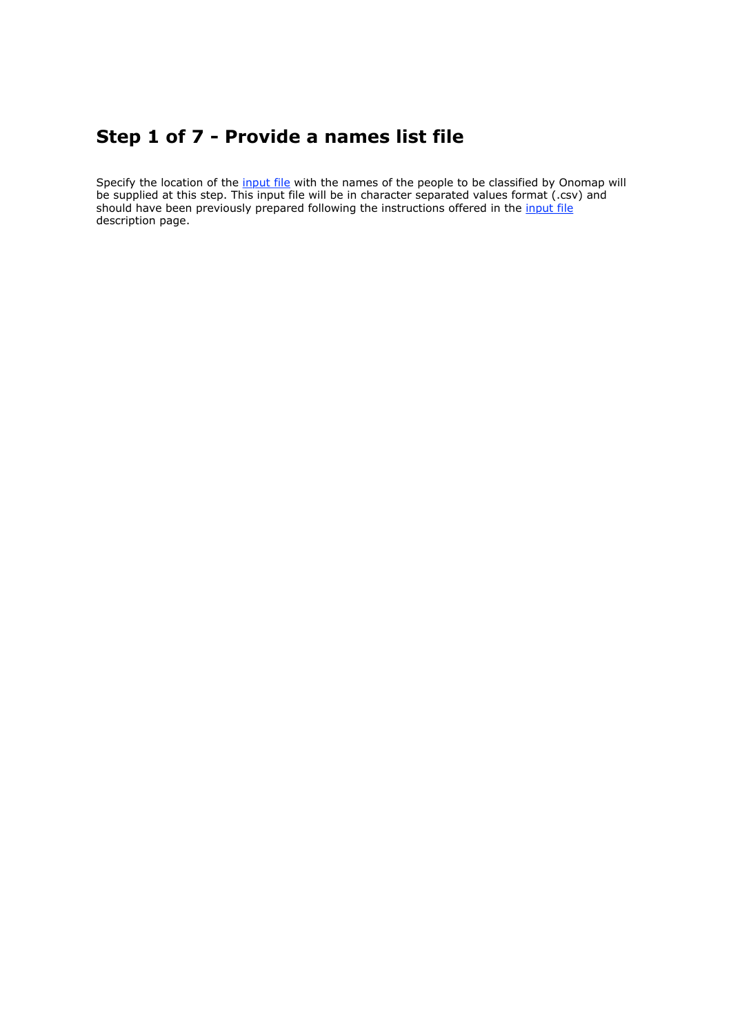# Step 1 of 7 - Provide a names list file

Specify the location of the input file with the names of the people to be classified by Onomap will be supplied at this step. This input file will be in character separated values format (.csv) and should have been previously prepared following the instructions offered in the input file description page.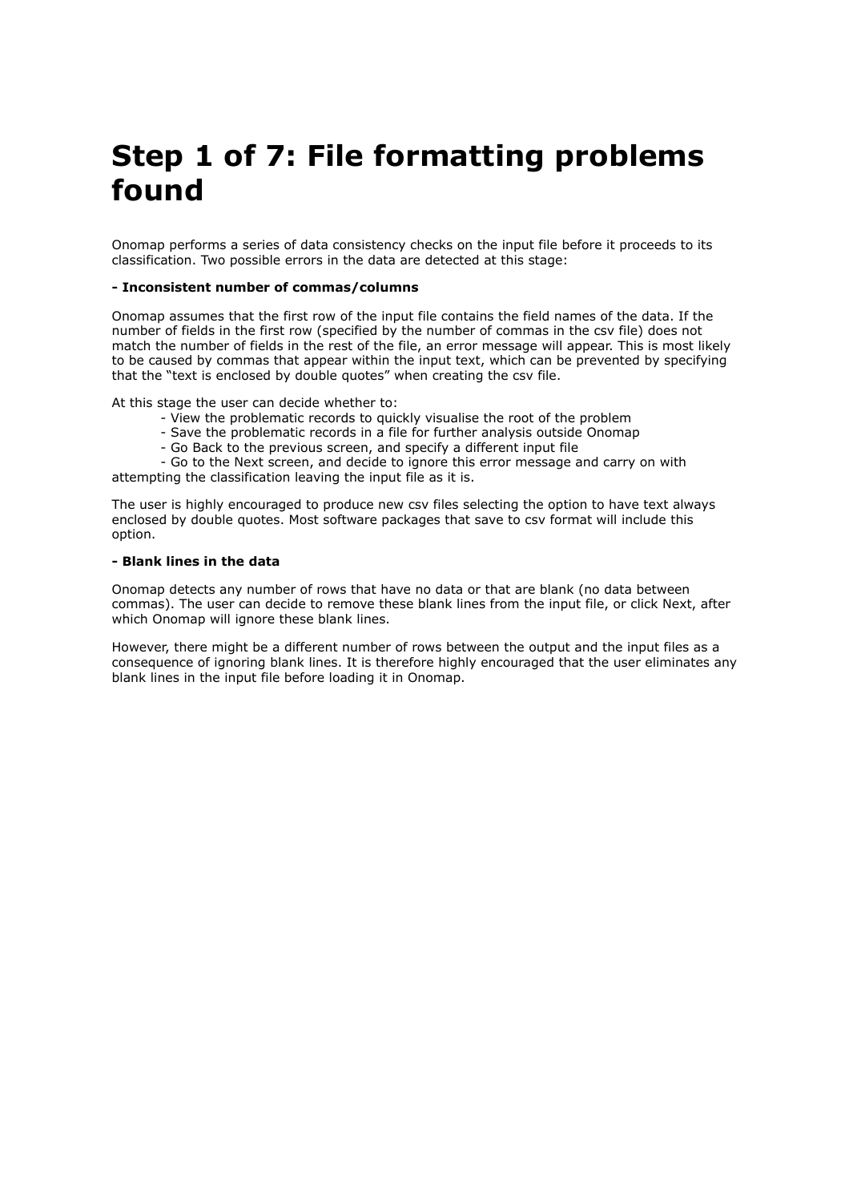# Step 1 of 7: File formatting problems found

Onomap performs a series of data consistency checks on the input file before it proceeds to its classification. Two possible errors in the data are detected at this stage:

**- Inconsistent number of commas/columns**

Onomap assumes that the first row of the input file contains the field names of the data. If the number of fields in the first row (specified by the number of commas in the csv file) does not match the number of fields in the rest of the file, an error message will appear. This is most likely to be caused by commas that appear within the input text, which can be prevented by specifying that the "text is enclosed by double quotes" when creating the csv file.

At this stage the user can decide whether to:

- View the problematic records to quickly visualise the root of the problem
- Save the problematic records in a file for further analysis outside Onomap
- Go Back to the previous screen, and specify a different input file
- Go to the Next screen, and decide to ignore this error message and carry on with attempting the classification leaving the input file as it is.

The user is highly encouraged to produce new csv files selecting the option to have text always enclosed by double quotes. Most software packages that save to csv format will include this option.

**- Blank lines in the data**

Onomap detects any number of rows that have no data or that are blank (no data between commas). The user can decide to remove these blank lines from the input file, or click Next, after which Onomap will ignore these blank lines.

However, there might be a different number of rows between the output and the input files as a consequence of ignoring blank lines. It is therefore highly encouraged that the user eliminates any blank lines in the input file before loading it in Onomap.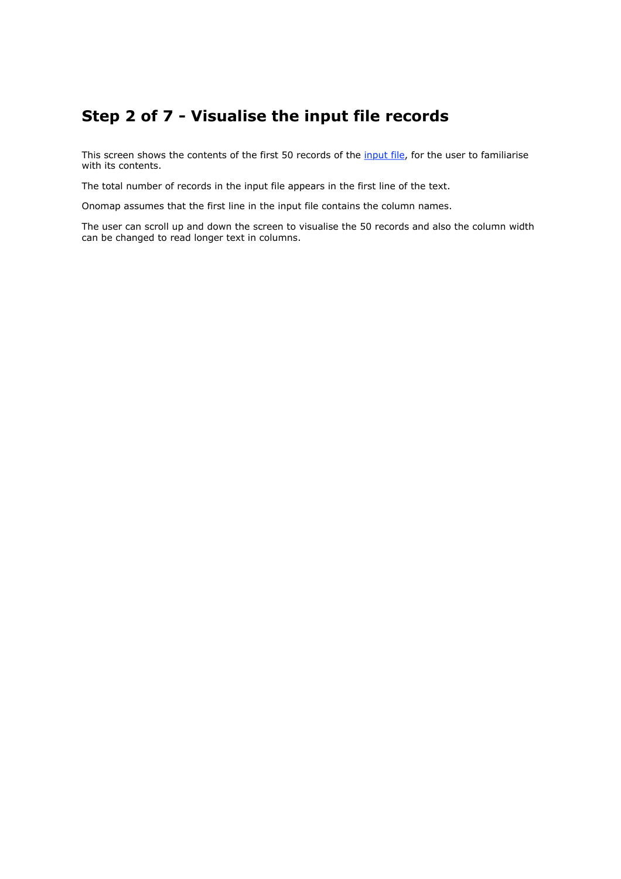# Step 2 of 7 - Visualise the input file records

This screen shows the contents of the first 50 records of the input file, for the user to familiarise with its contents.

The total number of records in the input file appears in the first line of the text.

Onomap assumes that the first line in the input file contains the column names.

The user can scroll up and down the screen to visualise the 50 records and also the column width can be changed to read longer text in columns.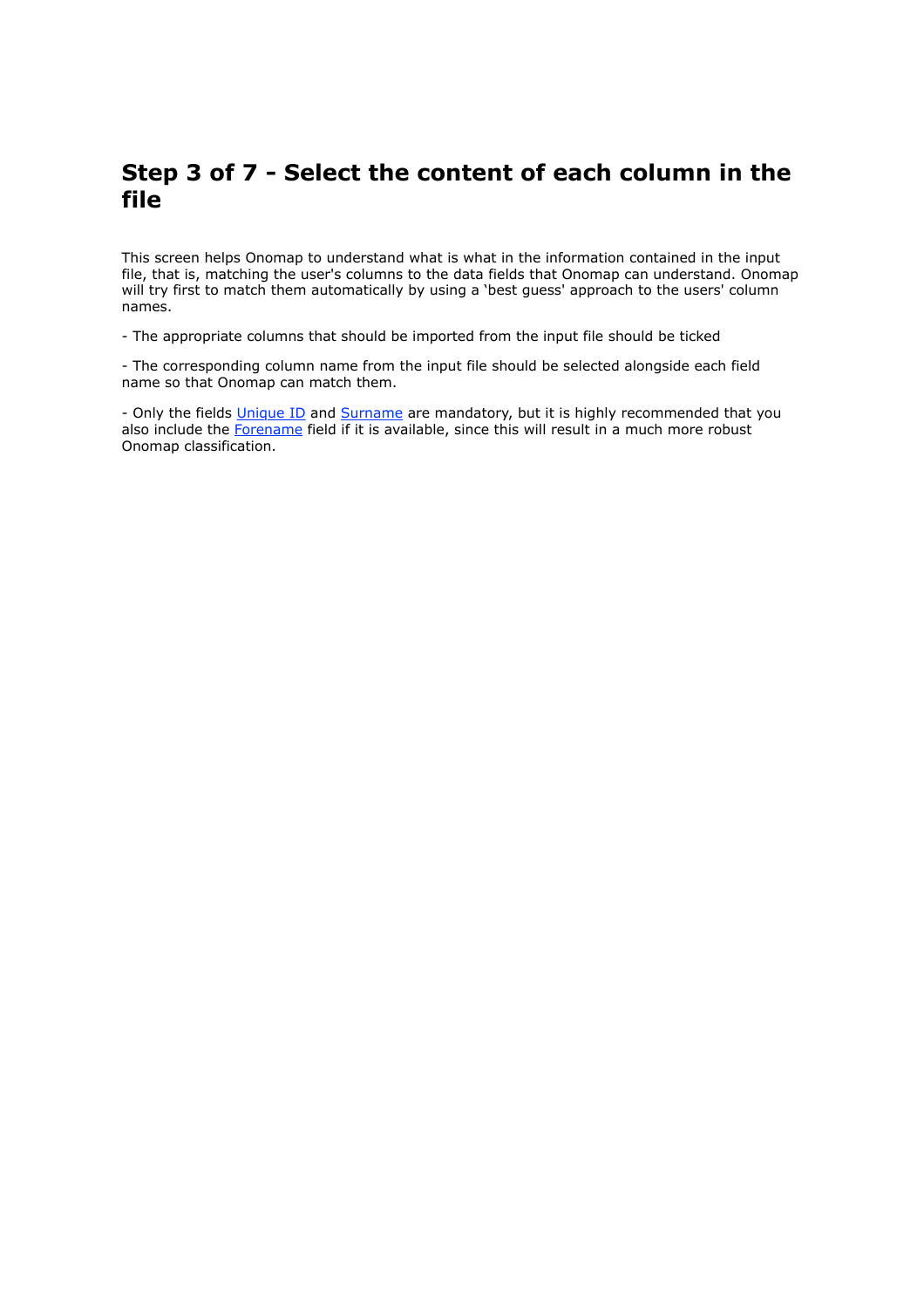# Step 3 of 7 - Select the content of each column in the file

This screen helps Onomap to understand what is what in the information contained in the input file, that is, matching the user's columns to the data fields that Onomap can understand. Onomap will try first to match them automatically by using a ‘best guess' approach to the users' column names.

- The appropriate columns that should be imported from the input file should be ticked

- The corresponding column name from the input file should be selected alongside each field name so that Onomap can match them.

- Only the fields Unique ID and Surname are mandatory, but it is highly recommended that you also include the Forename field if it is available, since this will result in a much more robust Onomap classification.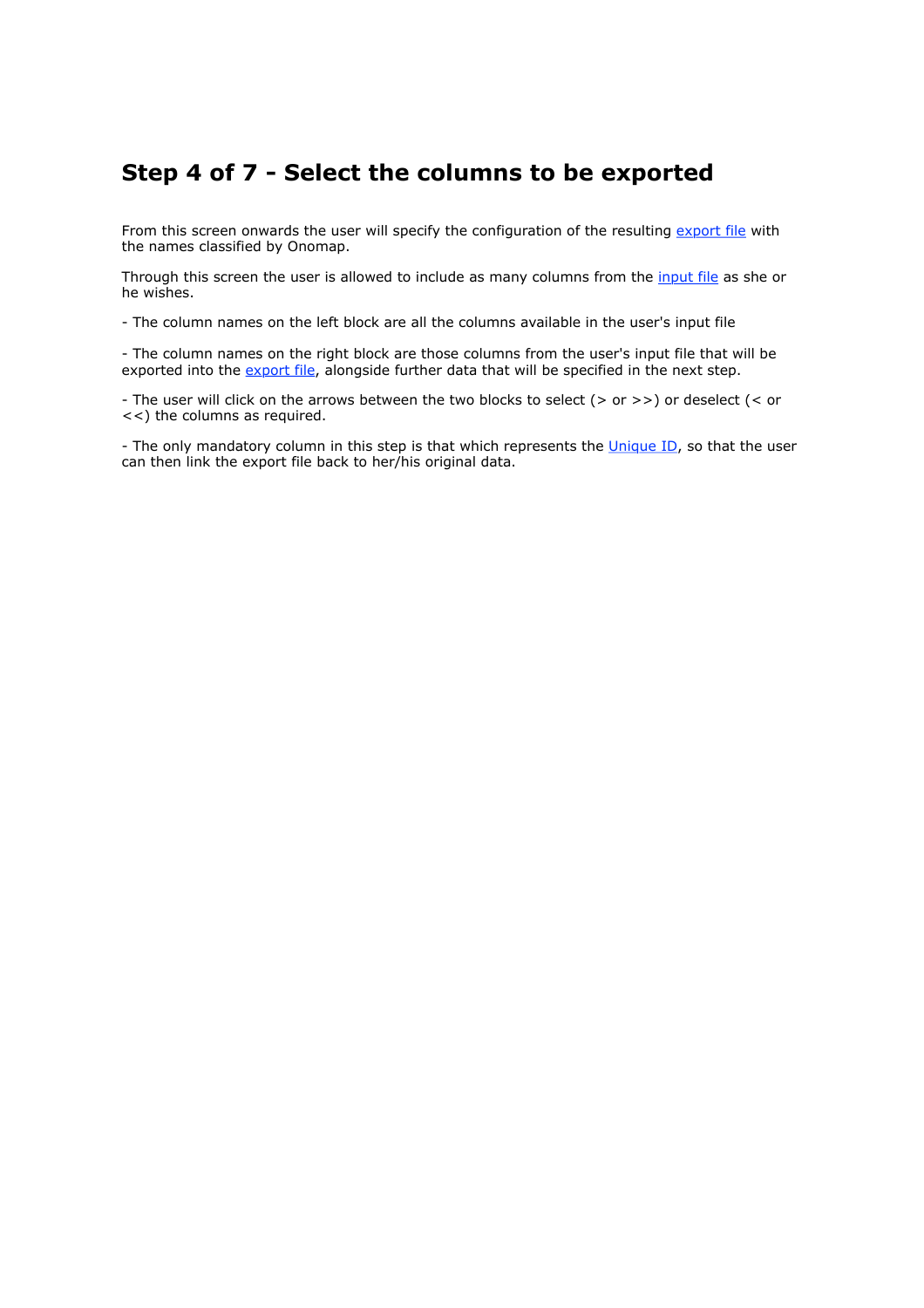## Step 4 of 7 - Select the columns to be exported

From this screen onwards the user will specify the configuration of the resulting export file with the names classified by Onomap.

Through this screen the user is allowed to include as many columns from the input file as she or he wishes.

- The column names on the left block are all the columns available in the user's input file

- The column names on the right block are those columns from the user's input file that will be exported into the export file, alongside further data that will be specified in the next step.

- The user will click on the arrows between the two blocks to select (> or >>) or deselect (< or <<) the columns as required.

- The only mandatory column in this step is that which represents the Unique ID, so that the user can then link the export file back to her/his original data.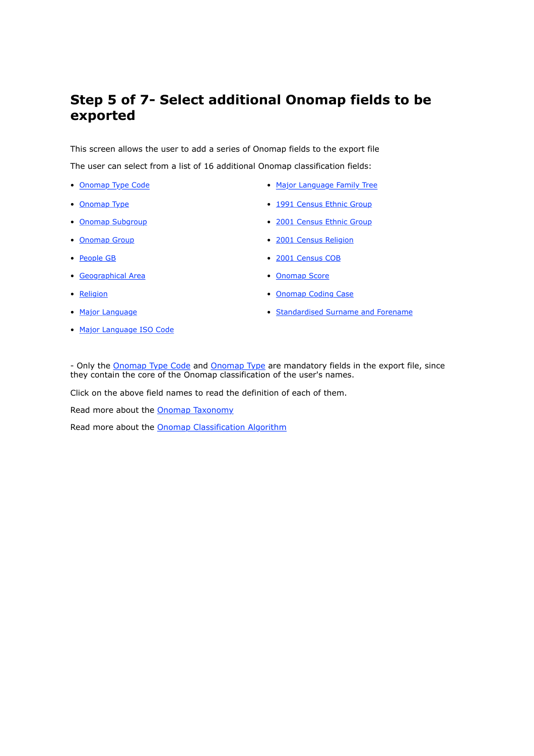# Step 5 of 7- Select additional Onomap fields to be exported

This screen allows the user to add a series of Onomap fields to the export file

The user can select from a list of 16 additional Onomap classification fields:

- Onomap Type Code
- Onomap Type
- Onomap Subgroup
- Onomap Group
- People GB
- Geographical Area
- Religion
- Major Language
- Major Language ISO Code
- Major Language Family Tree
- 1991 Census Ethnic Group
- 2001 Census Ethnic Group
- 2001 Census Religion
- 2001 Census COB
- Onomap Score
- Onomap Coding Case
- Standardised Surname and Forename

- Only the Onomap Type Code and Onomap Type are mandatory fields in the export file, since they contain the core of the Onomap classification of the user's names.

Click on the above field names to read the definition of each of them.

Read more about the Onomap Taxonomy

Read more about the Onomap Classification Algorithm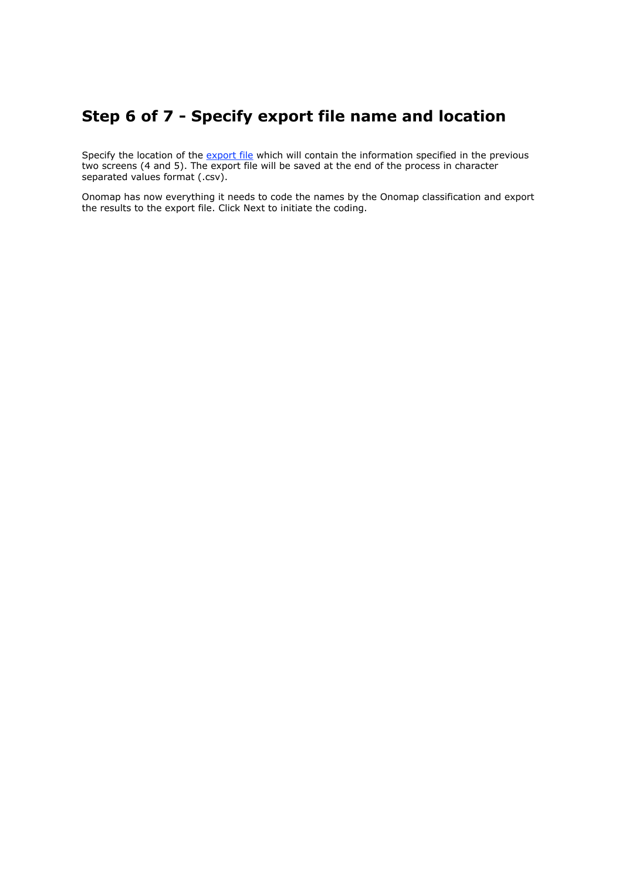# Step 6 of 7 - Specify export file name and location

Specify the location of the export file which will contain the information specified in the previous two screens (4 and 5). The export file will be saved at the end of the process in character separated values format (.csv).

Onomap has now everything it needs to code the names by the Onomap classification and export the results to the export file. Click Next to initiate the coding.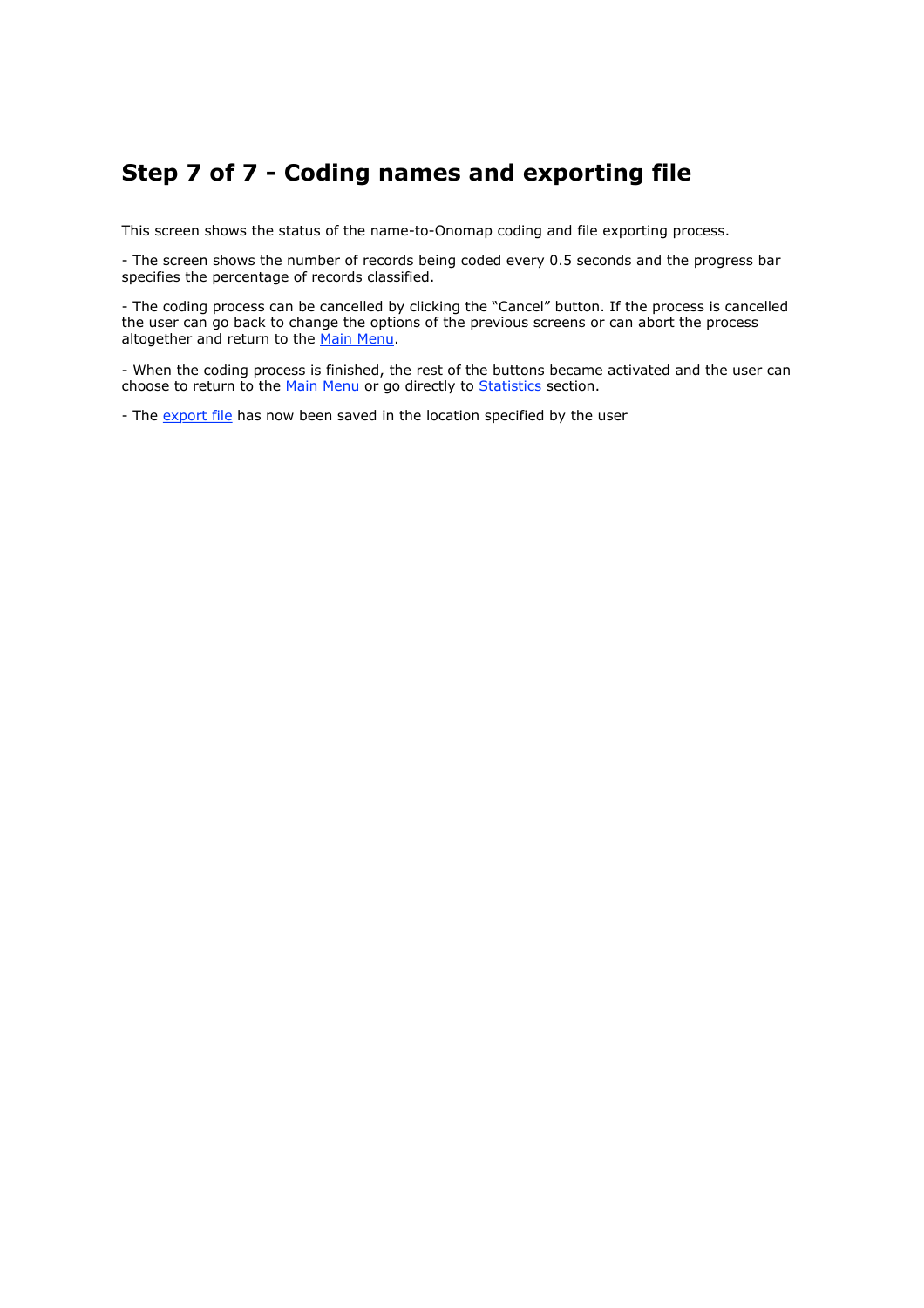# Step 7 of 7 - Coding names and exporting file

This screen shows the status of the name-to-Onomap coding and file exporting process.

- The screen shows the number of records being coded every 0.5 seconds and the progress bar specifies the percentage of records classified.

- The coding process can be cancelled by clicking the “Cancel” button. If the process is cancelled the user can go back to change the options of the previous screens or can abort the process altogether and return to the Main Menu.

- When the coding process is finished, the rest of the buttons became activated and the user can choose to return to the Main Menu or go directly to Statistics section.

- The export file has now been saved in the location specified by the user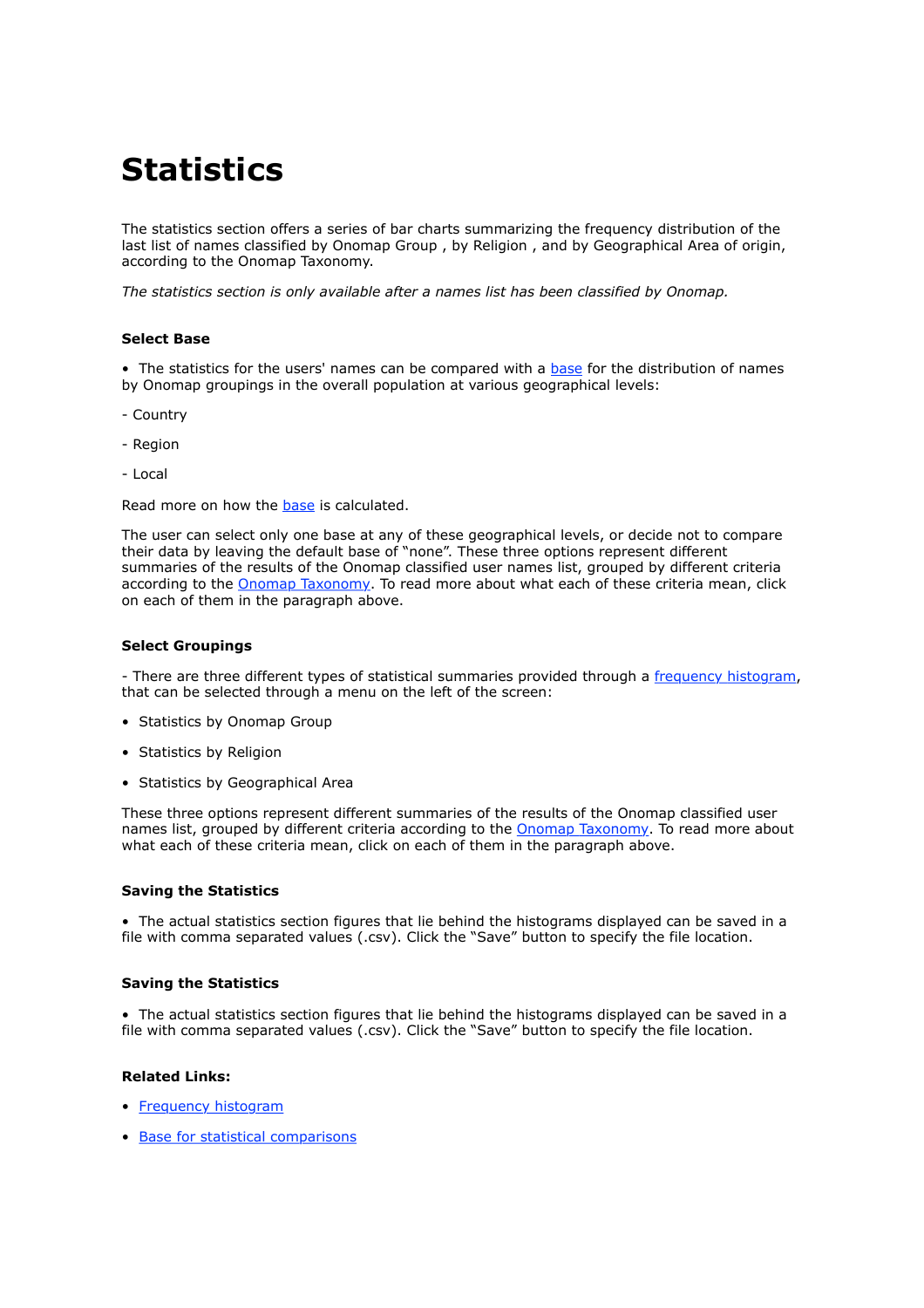# Statistics

The statistics section offers a series of bar charts summarizing the frequency distribution of the last list of names classified by Onomap Group , by Religion , and by Geographical Area of origin, according to the Onomap Taxonomy.

*The statistics section is only available after a names list has been classified by Onomap.*

### Select Base

- The statistics for the users' names can be compared with a base for the distribution of names by Onomap groupings in the overall population at various geographical levels:

- Country

- Region

- Local

Read more on how the base is calculated.

The user can select only one base at any of these geographical levels, or decide not to compare their data by leaving the default base of "none". These three options represent different summaries of the results of the Onomap classified user names list, grouped by different criteria according to the Onomap Taxonomy. To read more about what each of these criteria mean, click on each of them in the paragraph above.

### Select Groupings

- There are three different types of statistical summaries provided through a frequency histogram, that can be selected through a menu on the left of the screen:

- Statistics by Onomap Group
- Statistics by Religion
- Statistics by Geographical Area

These three options represent different summaries of the results of the Onomap classified user names list, grouped by different criteria according to the Onomap Taxonomy. To read more about what each of these criteria mean, click on each of them in the paragraph above.

### Saving the Statistics

- The actual statistics section figures that lie behind the histograms displayed can be saved in a file with comma separated values (.csv). Click the "Save" button to specify the file location.

### Saving the Statistics

- The actual statistics section figures that lie behind the histograms displayed can be saved in a file with comma separated values (.csv). Click the "Save" button to specify the file location.

### Related Links:

- Frequency histogram
- Base for statistical comparisons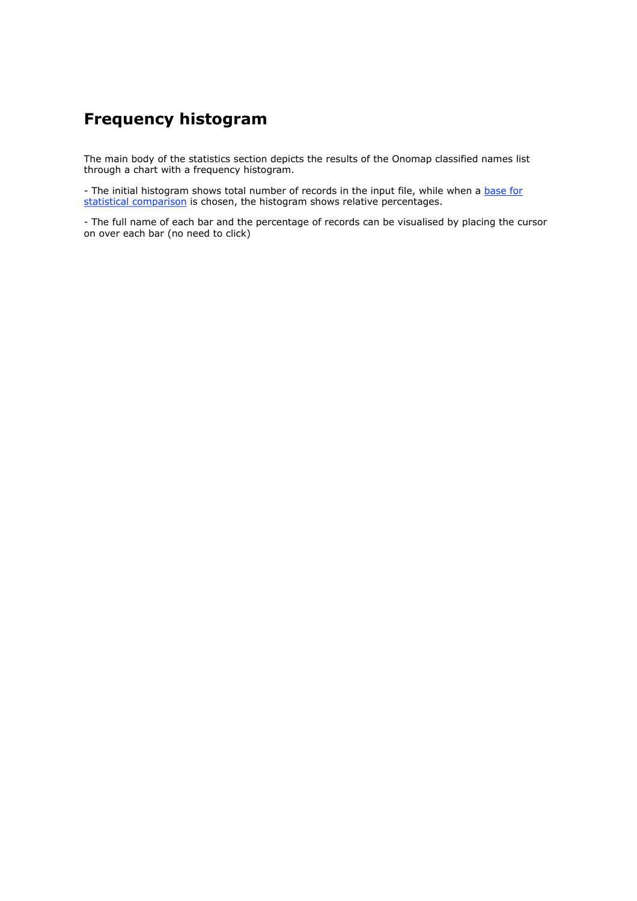# Frequency histogram

The main body of the statistics section depicts the results of the Onomap classified names list through a chart with a frequency histogram.

- The initial histogram shows total number of records in the input file, while when a base for statistical comparison is chosen, the histogram shows relative percentages.

- The full name of each bar and the percentage of records can be visualised by placing the cursor on over each bar (no need to click)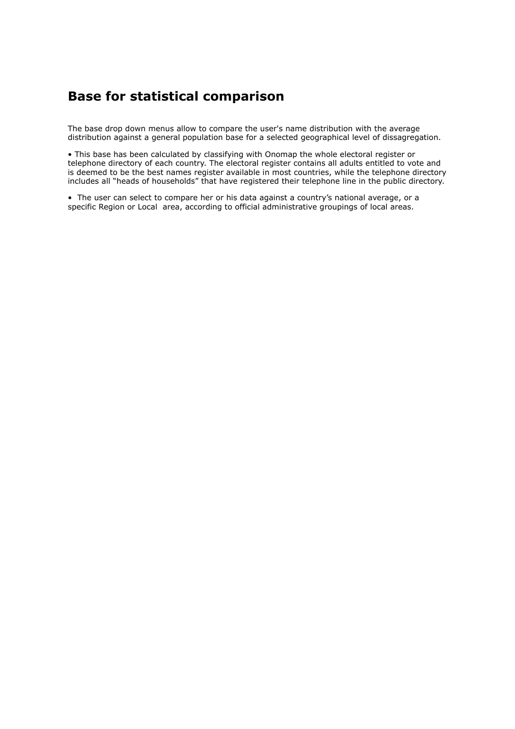## Base for statistical comparison

The base drop down menus allow to compare the user's name distribution with the average distribution against a general population base for a selected geographical level of dissagregation.

- This base has been calculated by classifying with Onomap the whole electoral register or telephone directory of each country. The electoral register contains all adults entitled to vote and is deemed to be the best names register available in most countries, while the telephone directory includes all “heads of households” that have registered their telephone line in the public directory.

- The user can select to compare her or his data against a country’s national average, or a specific Region or Local area, according to official administrative groupings of local areas.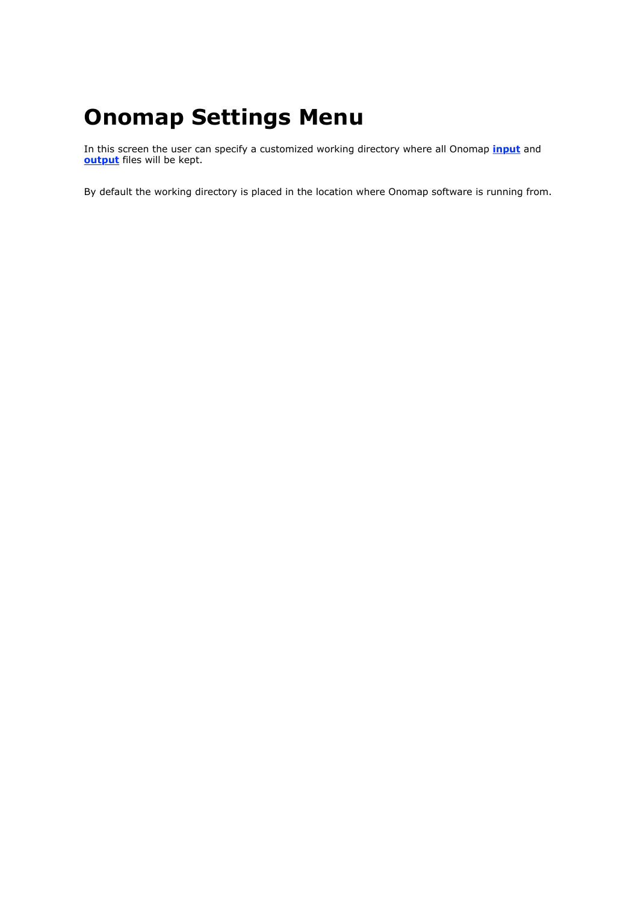# Onomap Settings Menu

In this screen the user can specify a customized working directory where all Onomap **input** and **output** files will be kept.

By default the working directory is placed in the location where Onomap software is running from.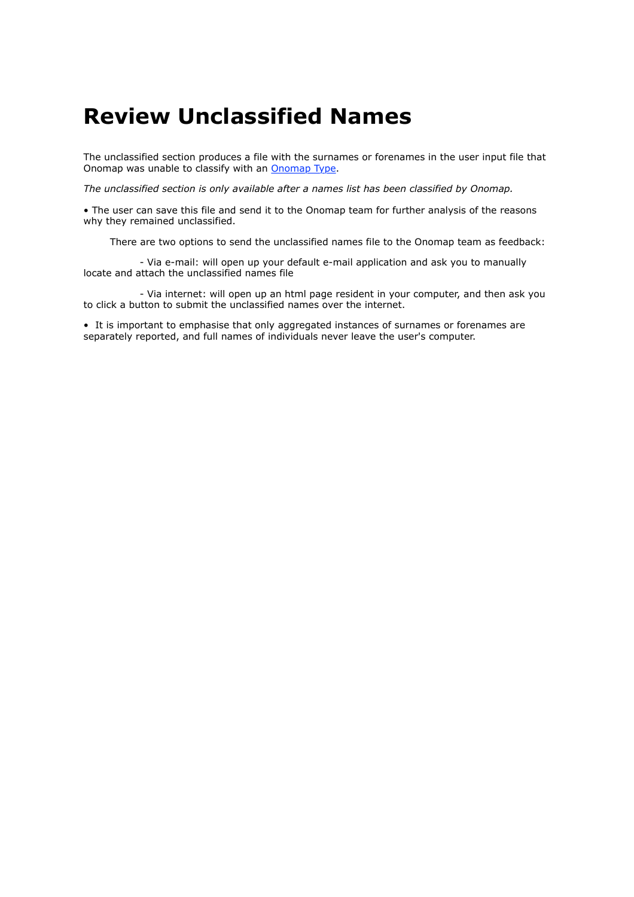# Review Unclassified Names

The unclassified section produces a file with the surnames or forenames in the user input file that Onomap was unable to classify with an [Onomap Type](#).

*The unclassified section is only available after a names list has been classified by Onomap.*

• The user can save this file and send it to the Onomap team for further analysis of the reasons why they remained unclassified.

There are two options to send the unclassified names file to the Onomap team as feedback:

- Via e-mail: will open up your default e-mail application and ask you to manually locate and attach the unclassified names file

- Via internet: will open up an html page resident in your computer, and then ask you to click a button to submit the unclassified names over the internet.

• It is important to emphasise that only aggregated instances of surnames or forenames are separately reported, and full names of individuals never leave the user's computer.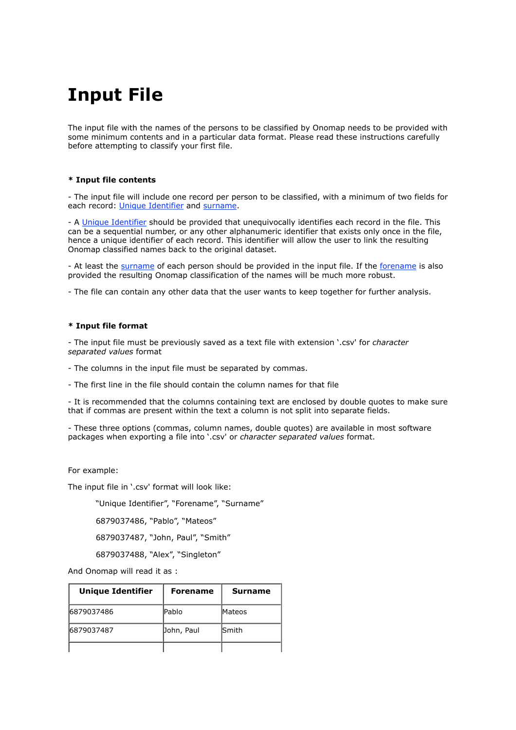# Input File

The input file with the names of the persons to be classified by Onomap needs to be provided with some minimum contents and in a particular data format. Please read these instructions carefully before attempting to classify your first file.

**\* Input file contents**

- The input file will include one record per person to be classified, with a minimum of two fields for each record: Unique Identifier and surname.

- A Unique Identifier should be provided that unequivocally identifies each record in the file. This can be a sequential number, or any other alphanumeric identifier that exists only once in the file, hence a unique identifier of each record. This identifier will allow the user to link the resulting Onomap classified names back to the original dataset.

- At least the surname of each person should be provided in the input file. If the forename is also provided the resulting Onomap classification of the names will be much more robust.

- The file can contain any other data that the user wants to keep together for further analysis.

**\* Input file format**

- The input file must be previously saved as a text file with extension '.csv' for *character separated values* format

- The columns in the input file must be separated by commas.

- The first line in the file should contain the column names for that file

- It is recommended that the columns containing text are enclosed by double quotes to make sure that if commas are present within the text a column is not split into separate fields.

- These three options (commas, column names, double quotes) are available in most software packages when exporting a file into '.csv' or *character separated values* format.

For example:

The input file in '.csv' format will look like:

```
"Unique Identifier", "Forename", "Surname"
6879037486, "Pablo", "Mateos"
6879037487, "John, Paul", "Smith"
6879037488, "Alex", "Singleton"
```

And Onomap will read it as :

| Unique Identifier | Forename | Surname |
|---|---|---|
| 6879037486 | Pablo | Mateos |
| 6879037487 | John, Paul | Smith |
| | | |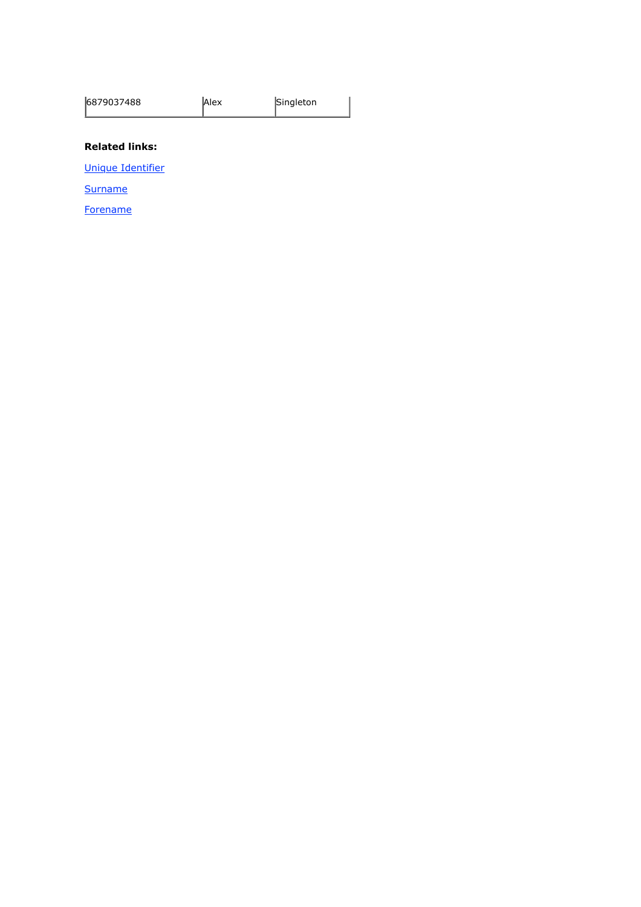| 6879037488 | Alex | Singleton |
|---|---|---|

**Related links:**

Unique Identifier

Surname

Forename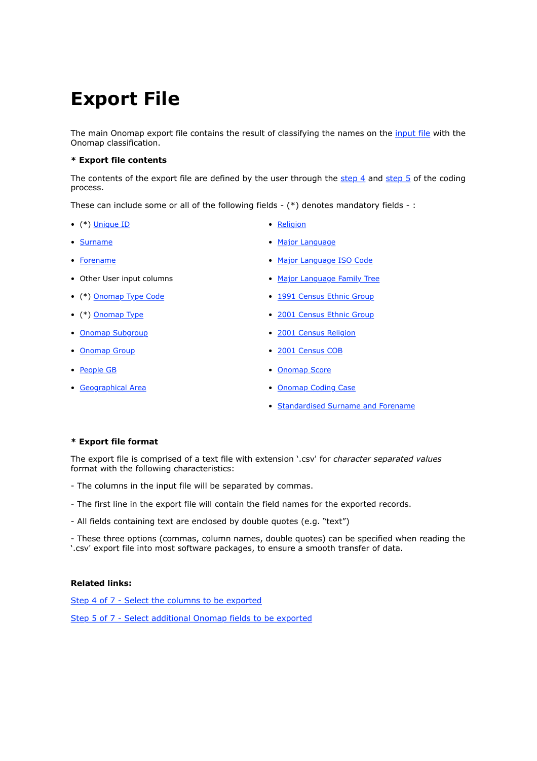# Export File

The main Onomap export file contains the result of classifying the names on the input file with the Onomap classification.

**\* Export file contents**

The contents of the export file are defined by the user through the step 4 and step 5 of the coding process.

These can include some or all of the following fields - (*) denotes mandatory fields - :

- (*) Unique ID
- Surname
- Forename
- Other User input columns
- (*) Onomap Type Code
- (*) Onomap Type
- Onomap Subgroup
- Onomap Group
- People GB
- Geographical Area
- Religion
- Major Language
- Major Language ISO Code
- Major Language Family Tree
- 1991 Census Ethnic Group
- 2001 Census Ethnic Group
- 2001 Census Religion
- 2001 Census COB
- Onomap Score
- Onomap Coding Case
- Standardised Surname and Forename

**\* Export file format**

The export file is comprised of a text file with extension '.csv' for *character separated values* format with the following characteristics:

- The columns in the input file will be separated by commas.

- The first line in the export file will contain the field names for the exported records.

- All fields containing text are enclosed by double quotes (e.g. “text”)

- These three options (commas, column names, double quotes) can be specified when reading the '.csv' export file into most software packages, to ensure a smooth transfer of data.

**Related links:**

Step 4 of 7 - Select the columns to be exported

Step 5 of 7 - Select additional Onomap fields to be exported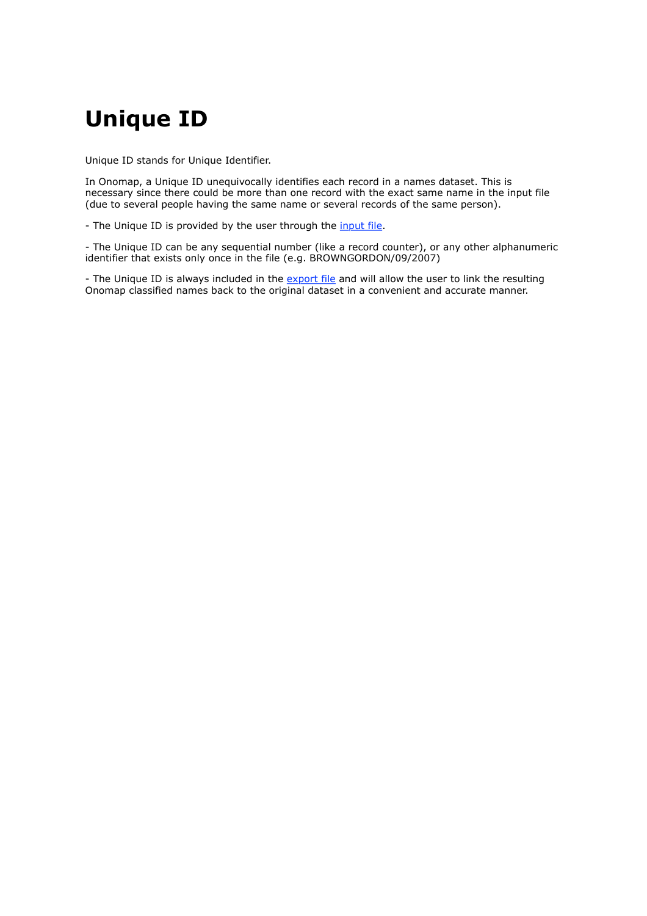# Unique ID

Unique ID stands for Unique Identifier.

In Onomap, a Unique ID unequivocally identifies each record in a names dataset. This is necessary since there could be more than one record with the exact same name in the input file (due to several people having the same name or several records of the same person).

- The Unique ID is provided by the user through the input file.

- The Unique ID can be any sequential number (like a record counter), or any other alphanumeric identifier that exists only once in the file (e.g. BROWNGORDON/09/2007)

- The Unique ID is always included in the export file and will allow the user to link the resulting Onomap classified names back to the original dataset in a convenient and accurate manner.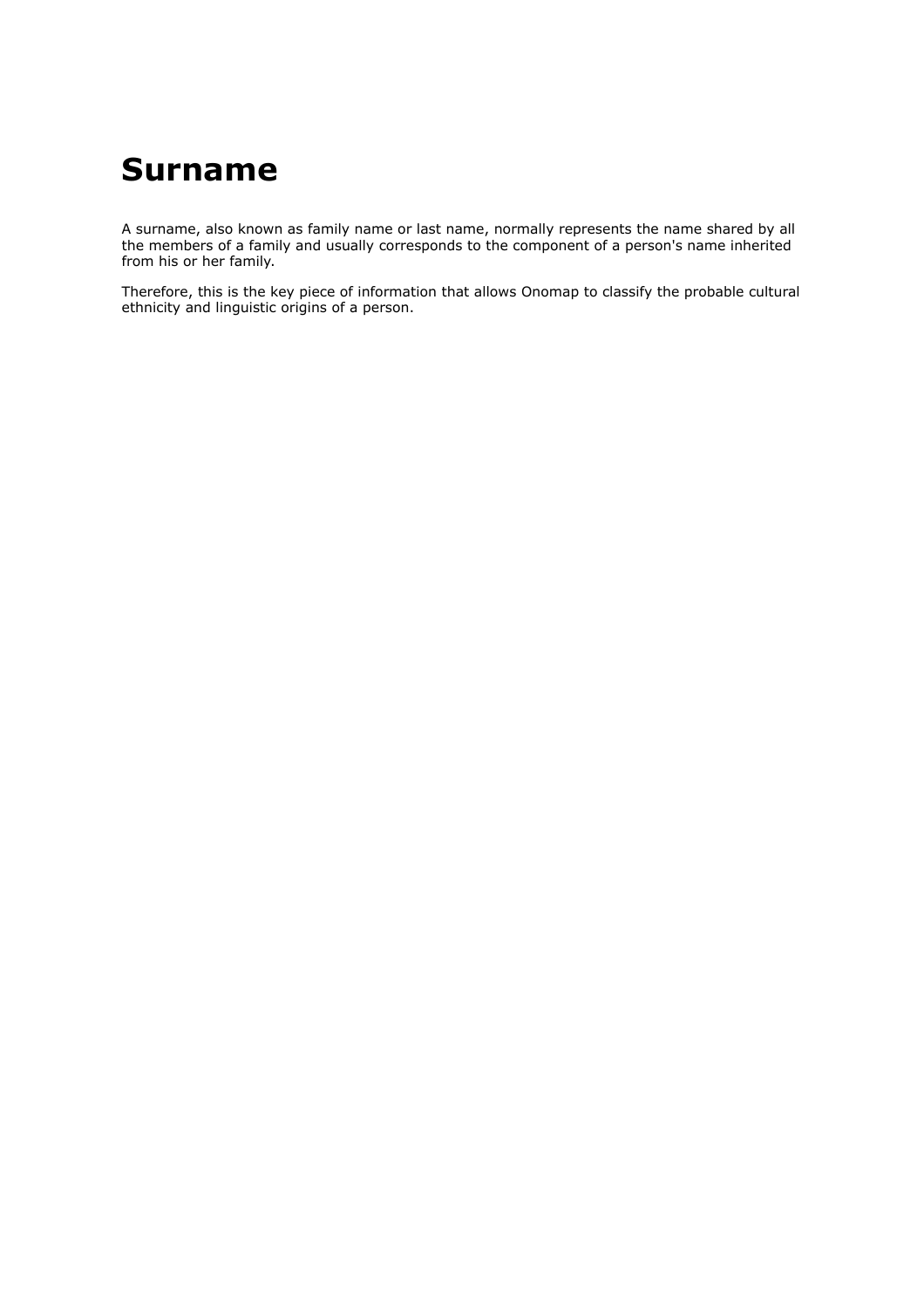# Surname

A surname, also known as family name or last name, normally represents the name shared by all the members of a family and usually corresponds to the component of a person's name inherited from his or her family.

Therefore, this is the key piece of information that allows Onomap to classify the probable cultural ethnicity and linguistic origins of a person.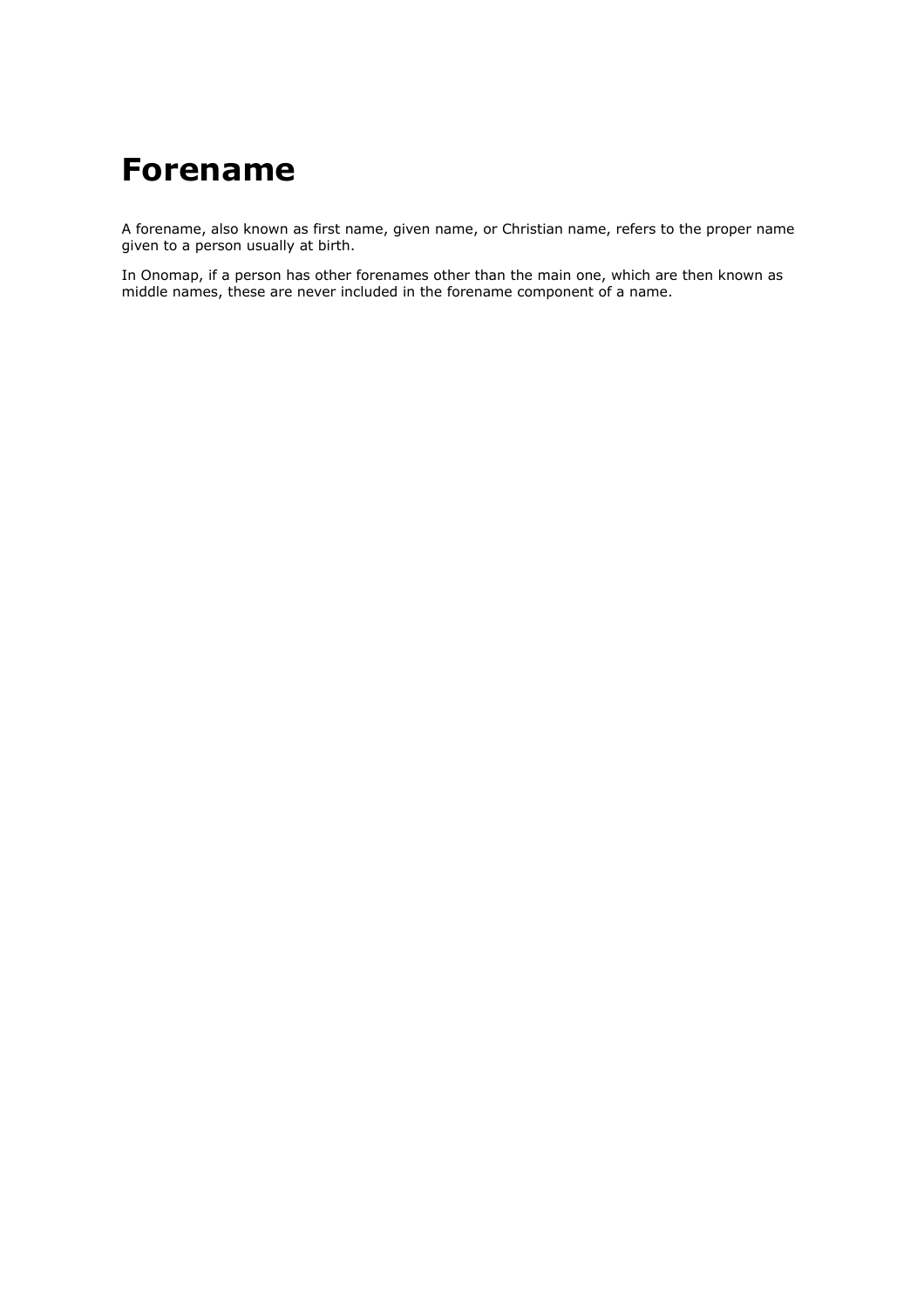# Forename

A forename, also known as first name, given name, or Christian name, refers to the proper name given to a person usually at birth.

In Onomap, if a person has other forenames other than the main one, which are then known as middle names, these are never included in the forename component of a name.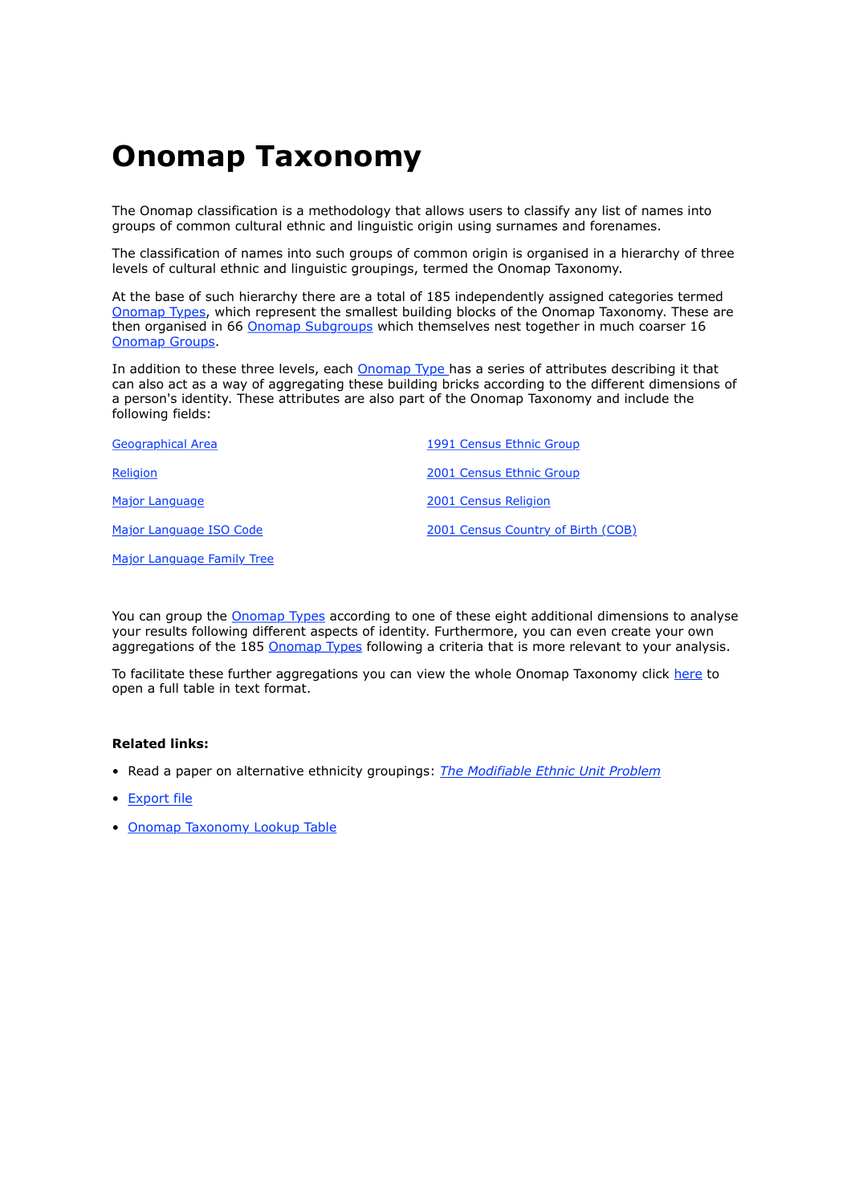# Onomap Taxonomy

The Onomap classification is a methodology that allows users to classify any list of names into groups of common cultural ethnic and linguistic origin using surnames and forenames.

The classification of names into such groups of common origin is organised in a hierarchy of three levels of cultural ethnic and linguistic groupings, termed the Onomap Taxonomy.

At the base of such hierarchy there are a total of 185 independently assigned categories termed Onomap Types, which represent the smallest building blocks of the Onomap Taxonomy. These are then organised in 66 Onomap Subgroups which themselves nest together in much coarser 16 Onomap Groups.

In addition to these three levels, each Onomap Type has a series of attributes describing it that can also act as a way of aggregating these building bricks according to the different dimensions of a person's identity. These attributes are also part of the Onomap Taxonomy and include the following fields:

- Geographical Area
- Religion
- Major Language
- Major Language ISO Code
- Major Language Family Tree
- 1991 Census Ethnic Group
- 2001 Census Ethnic Group
- 2001 Census Religion
- 2001 Census Country of Birth (COB)

You can group the Onomap Types according to one of these eight additional dimensions to analyse your results following different aspects of identity. Furthermore, you can even create your own aggregations of the 185 Onomap Types following a criteria that is more relevant to your analysis.

To facilitate these further aggregations you can view the whole Onomap Taxonomy click here to open a full table in text format.

**Related links:**

- Read a paper on alternative ethnicity groupings: *The Modifiable Ethnic Unit Problem*
- Export file
- Onomap Taxonomy Lookup Table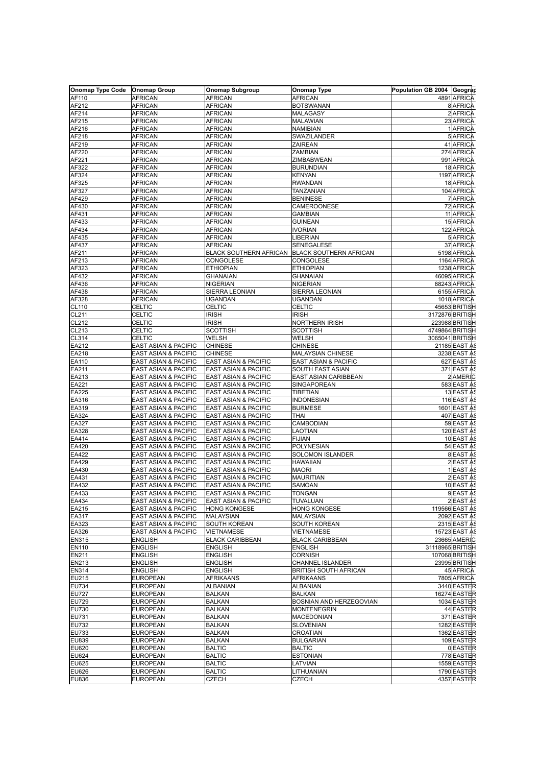| Onomap Type Code | Onomap Group | Onomap Subgroup | Onomap Type | Population GB 2004 | Geograp |
|---|---|---|---|---|---|
| AF110 | AFRICAN | AFRICAN | AFRICAN | 4891 | AFRICA |
| AF212 | AFRICAN | AFRICAN | BOTSWANAN | 8 | AFRICA |
| AF214 | AFRICAN | AFRICAN | MALAGASY | 2 | AFRICA |
| AF215 | AFRICAN | AFRICAN | MALAWIAN | 23 | AFRICA |
| AF216 | AFRICAN | AFRICAN | NAMIBIAN | 1 | AFRICA |
| AF218 | AFRICAN | AFRICAN | SWAZILANDER | 5 | AFRICA |
| AF219 | AFRICAN | AFRICAN | ZAIREAN | 41 | AFRICA |
| AF220 | AFRICAN | AFRICAN | ZAMBIAN | 274 | AFRICA |
| AF221 | AFRICAN | AFRICAN | ZIMBABWEAN | 991 | AFRICA |
| AF322 | AFRICAN | AFRICAN | BURUNDIAN | 18 | AFRICA |
| AF324 | AFRICAN | AFRICAN | KENYAN | 1197 | AFRICA |
| AF325 | AFRICAN | AFRICAN | RWANDAN | 18 | AFRICA |
| AF327 | AFRICAN | AFRICAN | TANZANIAN | 104 | AFRICA |
| AF429 | AFRICAN | AFRICAN | BENINESE | 7 | AFRICA |
| AF430 | AFRICAN | AFRICAN | CAMEROONESE | 72 | AFRICA |
| AF431 | AFRICAN | AFRICAN | GAMBIAN | 11 | AFRICA |
| AF433 | AFRICAN | AFRICAN | GUINEAN | 15 | AFRICA |
| AF434 | AFRICAN | AFRICAN | IVORIAN | 122 | AFRICA |
| AF435 | AFRICAN | AFRICAN | LIBERIAN | 5 | AFRICA |
| AF437 | AFRICAN | AFRICAN | SENEGALESE | 37 | AFRICA |
| AF211 | AFRICAN | BLACK SOUTHERN AFRICAN | BLACK SOUTHERN AFRICAN | 5198 | AFRICA |
| AF213 | AFRICAN | CONGOLESE | CONGOLESE | 1164 | AFRICA |
| AF323 | AFRICAN | ETHIOPIAN | ETHIOPIAN | 1238 | AFRICA |
| AF432 | AFRICAN | GHANAIAN | GHANAIAN | 46095 | AFRICA |
| AF436 | AFRICAN | NIGERIAN | NIGERIAN | 88243 | AFRICA |
| AF438 | AFRICAN | SIERRA LEONIAN | SIERRA LEONIAN | 6155 | AFRICA |
| AF328 | AFRICAN | UGANDAN | UGANDAN | 1018 | AFRICA |
| CL110 | CELTIC | CELTIC | CELTIC | 45653 | BRITISH |
| CL211 | CELTIC | IRISH | IRISH | 3172876 | BRITISH |
| CL212 | CELTIC | IRISH | NORTHERN IRISH | 223988 | BRITISH |
| CL213 | CELTIC | SCOTTISH | SCOTTISH | 4749864 | BRITISH |
| CL314 | CELTIC | WELSH | WELSH | 3065041 | BRITISH |
| EA212 | EAST ASIAN & PACIFIC | CHINESE | CHINESE | 21185 | EAST AS |
| EA218 | EAST ASIAN & PACIFIC | CHINESE | MALAYSIAN CHINESE | 3238 | EAST AS |
| EA110 | EAST ASIAN & PACIFIC | EAST ASIAN & PACIFIC | EAST ASIAN & PACIFIC | 627 | EAST AS |
| EA211 | EAST ASIAN & PACIFIC | EAST ASIAN & PACIFIC | SOUTH EAST ASIAN | 371 | EAST AS |
| EA213 | EAST ASIAN & PACIFIC | EAST ASIAN & PACIFIC | EAST ASIAN CARIBBEAN | 2 | AMERIC |
| EA221 | EAST ASIAN & PACIFIC | EAST ASIAN & PACIFIC | SINGAPOREAN | 583 | EAST AS |
| EA225 | EAST ASIAN & PACIFIC | EAST ASIAN & PACIFIC | TIBETIAN | 13 | EAST AS |
| EA316 | EAST ASIAN & PACIFIC | EAST ASIAN & PACIFIC | INDONESIAN | 116 | EAST AS |
| EA319 | EAST ASIAN & PACIFIC | EAST ASIAN & PACIFIC | BURMESE | 1601 | EAST AS |
| EA324 | EAST ASIAN & PACIFIC | EAST ASIAN & PACIFIC | THAI | 407 | EAST AS |
| EA327 | EAST ASIAN & PACIFIC | EAST ASIAN & PACIFIC | CAMBODIAN | 59 | EAST AS |
| EA328 | EAST ASIAN & PACIFIC | EAST ASIAN & PACIFIC | LAOTIAN | 120 | EAST AS |
| EA414 | EAST ASIAN & PACIFIC | EAST ASIAN & PACIFIC | FIJIAN | 10 | EAST AS |
| EA420 | EAST ASIAN & PACIFIC | EAST ASIAN & PACIFIC | POLYNESIAN | 54 | EAST AS |
| EA422 | EAST ASIAN & PACIFIC | EAST ASIAN & PACIFIC | SOLOMON ISLANDER | 8 | EAST AS |
| EA429 | EAST ASIAN & PACIFIC | EAST ASIAN & PACIFIC | HAWAIIAN | 2 | EAST AS |
| EA430 | EAST ASIAN & PACIFIC | EAST ASIAN & PACIFIC | MAORI | 1 | EAST AS |
| EA431 | EAST ASIAN & PACIFIC | EAST ASIAN & PACIFIC | MAURITIAN | 2 | EAST AS |
| EA432 | EAST ASIAN & PACIFIC | EAST ASIAN & PACIFIC | SAMOAN | 10 | EAST AS |
| EA433 | EAST ASIAN & PACIFIC | EAST ASIAN & PACIFIC | TONGAN | 9 | EAST AS |
| EA434 | EAST ASIAN & PACIFIC | EAST ASIAN & PACIFIC | TUVALUAN | 2 | EAST AS |
| EA215 | EAST ASIAN & PACIFIC | HONG KONGESE | HONG KONGESE | 119566 | EAST AS |
| EA317 | EAST ASIAN & PACIFIC | MALAYSIAN | MALAYSIAN | 2092 | EAST AS |
| EA323 | EAST ASIAN & PACIFIC | SOUTH KOREAN | SOUTH KOREAN | 2315 | EAST AS |
| EA326 | EAST ASIAN & PACIFIC | VIETNAMESE | VIETNAMESE | 15723 | EAST AS |
| EN315 | ENGLISH | BLACK CARIBBEAN | BLACK CARIBBEAN | 23665 | AMERIC |
| EN110 | ENGLISH | ENGLISH | ENGLISH | 31118965 | BRITISH |
| EN211 | ENGLISH | ENGLISH | CORNISH | 107068 | BRITISH |
| EN213 | ENGLISH | ENGLISH | CHANNEL ISLANDER | 23995 | BRITISH |
| EN314 | ENGLISH | ENGLISH | BRITISH SOUTH AFRICAN | 45 | AFRICA |
| EU215 | EUROPEAN | AFRIKAANS | AFRIKAANS | 7805 | AFRICA |
| EU734 | EUROPEAN | ALBANIAN | ALBANIAN | 3440 | EASTER |
| EU727 | EUROPEAN | BALKAN | BALKAN | 16274 | EASTER |
| EU729 | EUROPEAN | BALKAN | BOSNIAN AND HERZEGOVIAN | 1034 | EASTER |
| EU730 | EUROPEAN | BALKAN | MONTENEGRIN | 44 | EASTER |
| EU731 | EUROPEAN | BALKAN | MACEDONIAN | 371 | EASTER |
| EU732 | EUROPEAN | BALKAN | SLOVENIAN | 1282 | EASTER |
| EU733 | EUROPEAN | BALKAN | CROATIAN | 1362 | EASTER |
| EU839 | EUROPEAN | BALKAN | BULGARIAN | 109 | EASTER |
| EU620 | EUROPEAN | BALTIC | BALTIC | 0 | EASTER |
| EU624 | EUROPEAN | BALTIC | ESTONIAN | 778 | EASTER |
| EU625 | EUROPEAN | BALTIC | LATVIAN | 1559 | EASTER |
| EU626 | EUROPEAN | BALTIC | LITHUANIAN | 1790 | EASTER |
| EU836 | EUROPEAN | CZECH | CZECH | 4357 | EASTER |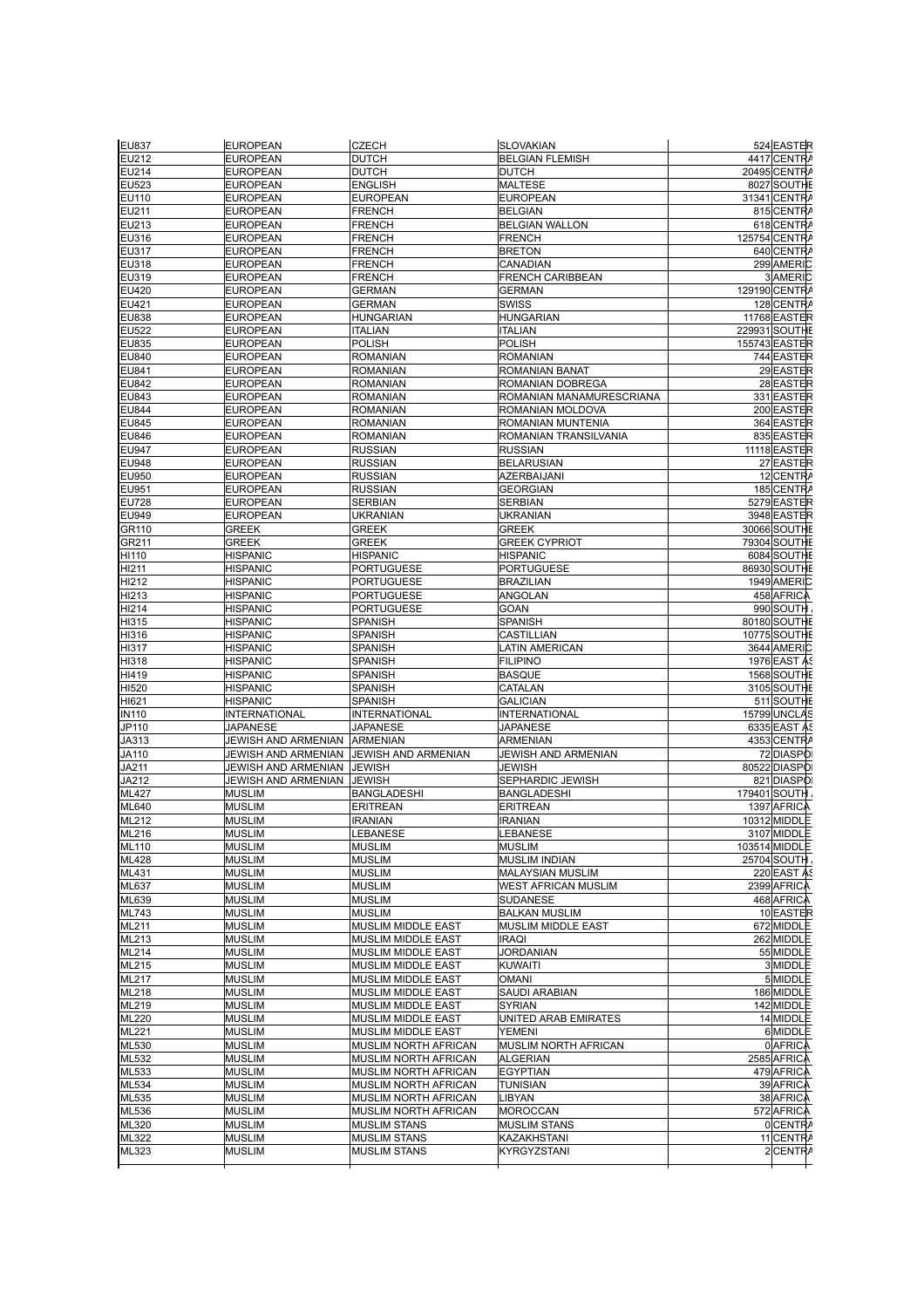| | | | | | |
|---|---|---|---|---|---|
| EU837 | EUROPEAN | CZECH | SLOVAKIAN | 524 | EASTER |
| EU212 | EUROPEAN | DUTCH | BELGIAN FLEMISH | 4417 | CENTRA |
| EU214 | EUROPEAN | DUTCH | DUTCH | 20495 | CENTRA |
| EU523 | EUROPEAN | ENGLISH | MALTESE | 8027 | SOUTHE |
| EU110 | EUROPEAN | EUROPEAN | EUROPEAN | 31341 | CENTRA |
| EU211 | EUROPEAN | FRENCH | BELGIAN | 815 | CENTRA |
| EU213 | EUROPEAN | FRENCH | BELGIAN WALLON | 618 | CENTRA |
| EU316 | EUROPEAN | FRENCH | FRENCH | 125754 | CENTRA |
| EU317 | EUROPEAN | FRENCH | BRETON | 640 | CENTRA |
| EU318 | EUROPEAN | FRENCH | CANADIAN | 299 | AMERIC |
| EU319 | EUROPEAN | FRENCH | FRENCH CARIBBEAN | 3 | AMERIC |
| EU420 | EUROPEAN | GERMAN | GERMAN | 129190 | CENTRA |
| EU421 | EUROPEAN | GERMAN | SWISS | 128 | CENTRA |
| EU838 | EUROPEAN | HUNGARIAN | HUNGARIAN | 11768 | EASTER |
| EU522 | EUROPEAN | ITALIAN | ITALIAN | 229931 | SOUTHE |
| EU835 | EUROPEAN | POLISH | POLISH | 155743 | EASTER |
| EU840 | EUROPEAN | ROMANIAN | ROMANIAN | 744 | EASTER |
| EU841 | EUROPEAN | ROMANIAN | ROMANIAN BANAT | 29 | EASTER |
| EU842 | EUROPEAN | ROMANIAN | ROMANIAN DOBREGA | 28 | EASTER |
| EU843 | EUROPEAN | ROMANIAN | ROMANIAN MANAMURESCRIANA | 331 | EASTER |
| EU844 | EUROPEAN | ROMANIAN | ROMANIAN MOLDOVA | 200 | EASTER |
| EU845 | EUROPEAN | ROMANIAN | ROMANIAN MUNTENIA | 364 | EASTER |
| EU846 | EUROPEAN | ROMANIAN | ROMANIAN TRANSILVANIA | 835 | EASTER |
| EU947 | EUROPEAN | RUSSIAN | RUSSIAN | 11118 | EASTER |
| EU948 | EUROPEAN | RUSSIAN | BELARUSIAN | 27 | EASTER |
| EU950 | EUROPEAN | RUSSIAN | AZERBAIJANI | 12 | CENTRA |
| EU951 | EUROPEAN | RUSSIAN | GEORGIAN | 185 | CENTRA |
| EU728 | EUROPEAN | SERBIAN | SERBIAN | 5279 | EASTER |
| EU949 | EUROPEAN | UKRANIAN | UKRANIAN | 3948 | EASTER |
| GR110 | GREEK | GREEK | GREEK | 30066 | SOUTHE |
| GR211 | GREEK | GREEK | GREEK CYPRIOT | 79304 | SOUTHE |
| HI110 | HISPANIC | HISPANIC | HISPANIC | 6084 | SOUTHE |
| HI211 | HISPANIC | PORTUGUESE | PORTUGUESE | 86930 | SOUTHE |
| HI212 | HISPANIC | PORTUGUESE | BRAZILIAN | 1949 | AMERIC |
| HI213 | HISPANIC | PORTUGUESE | ANGOLAN | 458 | AFRICA |
| HI214 | HISPANIC | PORTUGUESE | GOAN | 990 | SOUTH |
| HI315 | HISPANIC | SPANISH | SPANISH | 80180 | SOUTHE |
| HI316 | HISPANIC | SPANISH | CASTILLIAN | 10775 | SOUTHE |
| HI317 | HISPANIC | SPANISH | LATIN AMERICAN | 3644 | AMERIC |
| HI318 | HISPANIC | SPANISH | FILIPINO | 1976 | EAST AS |
| HI419 | HISPANIC | SPANISH | BASQUE | 1568 | SOUTHE |
| HI520 | HISPANIC | SPANISH | CATALAN | 3105 | SOUTHE |
| HI621 | HISPANIC | SPANISH | GALICIAN | 511 | SOUTHE |
| IN110 | INTERNATIONAL | INTERNATIONAL | INTERNATIONAL | 15799 | UNCLAS |
| JP110 | JAPANESE | JAPANESE | JAPANESE | 6335 | EAST AS |
| JA313 | JEWISH AND ARMENIAN | ARMENIAN | ARMENIAN | 4353 | CENTRA |
| JA110 | JEWISH AND ARMENIAN | JEWISH AND ARMENIAN | JEWISH AND ARMENIAN | 72 | DIASPO |
| JA211 | JEWISH AND ARMENIAN | JEWISH | JEWISH | 80522 | DIASPO |
| JA212 | JEWISH AND ARMENIAN | JEWISH | SEPHARDIC JEWISH | 821 | DIASPO |
| ML427 | MUSLIM | BANGLADESHI | BANGLADESHI | 179401 | SOUTH |
| ML640 | MUSLIM | ERITREAN | ERITREAN | 1397 | AFRICA |
| ML212 | MUSLIM | IRANIAN | IRANIAN | 10312 | MIDDLE |
| ML216 | MUSLIM | LEBANESE | LEBANESE | 3107 | MIDDLE |
| ML110 | MUSLIM | MUSLIM | MUSLIM | 103514 | MIDDLE |
| ML428 | MUSLIM | MUSLIM | MUSLIM INDIAN | 25704 | SOUTH |
| ML431 | MUSLIM | MUSLIM | MALAYSIAN MUSLIM | 220 | EAST AS |
| ML637 | MUSLIM | MUSLIM | WEST AFRICAN MUSLIM | 2399 | AFRICA |
| ML639 | MUSLIM | MUSLIM | SUDANESE | 468 | AFRICA |
| ML743 | MUSLIM | MUSLIM | BALKAN MUSLIM | 10 | EASTER |
| ML211 | MUSLIM | MUSLIM MIDDLE EAST | MUSLIM MIDDLE EAST | 672 | MIDDLE |
| ML213 | MUSLIM | MUSLIM MIDDLE EAST | IRAQI | 262 | MIDDLE |
| ML214 | MUSLIM | MUSLIM MIDDLE EAST | JORDANIAN | 55 | MIDDLE |
| ML215 | MUSLIM | MUSLIM MIDDLE EAST | KUWAITI | 3 | MIDDLE |
| ML217 | MUSLIM | MUSLIM MIDDLE EAST | OMANI | 5 | MIDDLE |
| ML218 | MUSLIM | MUSLIM MIDDLE EAST | SAUDI ARABIAN | 186 | MIDDLE |
| ML219 | MUSLIM | MUSLIM MIDDLE EAST | SYRIAN | 142 | MIDDLE |
| ML220 | MUSLIM | MUSLIM MIDDLE EAST | UNITED ARAB EMIRATES | 14 | MIDDLE |
| ML221 | MUSLIM | MUSLIM MIDDLE EAST | YEMENI | 6 | MIDDLE |
| ML530 | MUSLIM | MUSLIM NORTH AFRICAN | MUSLIM NORTH AFRICAN | 0 | AFRICA |
| ML532 | MUSLIM | MUSLIM NORTH AFRICAN | ALGERIAN | 2585 | AFRICA |
| ML533 | MUSLIM | MUSLIM NORTH AFRICAN | EGYPTIAN | 479 | AFRICA |
| ML534 | MUSLIM | MUSLIM NORTH AFRICAN | TUNISIAN | 39 | AFRICA |
| ML535 | MUSLIM | MUSLIM NORTH AFRICAN | LIBYAN | 38 | AFRICA |
| ML536 | MUSLIM | MUSLIM NORTH AFRICAN | MOROCCAN | 572 | AFRICA |
| ML320 | MUSLIM | MUSLIM STANS | MUSLIM STANS | 0 | CENTRA |
| ML322 | MUSLIM | MUSLIM STANS | KAZAKHSTANI | 11 | CENTRA |
| ML323 | MUSLIM | MUSLIM STANS | KYRGYZSTANI | 2 | CENTRA |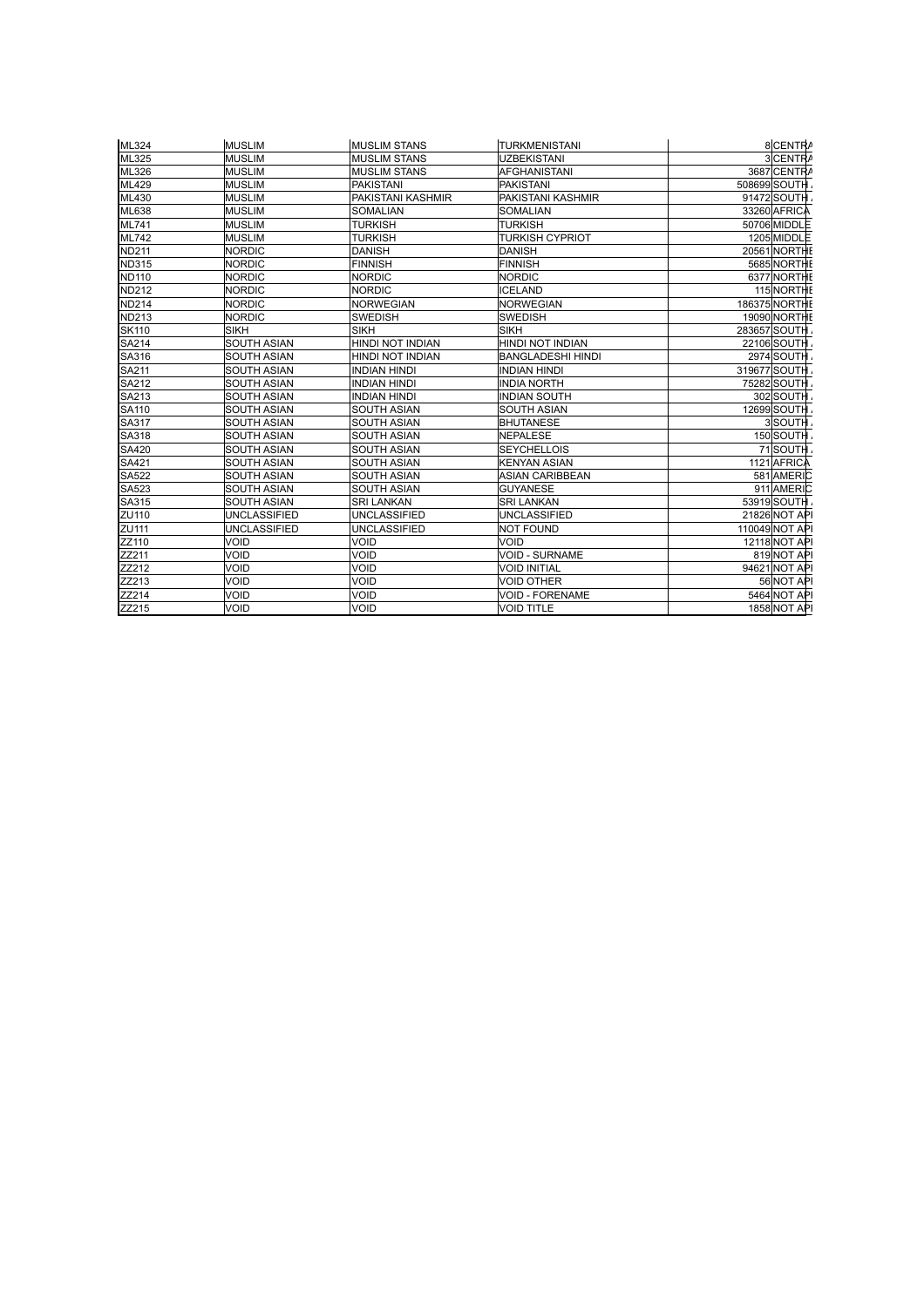| ML324 | MUSLIM | MUSLIM STANS | TURKMENISTANI | 8 | CENTRA |
|---|---|---|---|---|---|
| ML325 | MUSLIM | MUSLIM STANS | UZBEKISTANI | 3 | CENTRA |
| ML326 | MUSLIM | MUSLIM STANS | AFGHANISTANI | 3687 | CENTRA |
| ML429 | MUSLIM | PAKISTANI | PAKISTANI | 508699 | SOUTH |
| ML430 | MUSLIM | PAKISTANI KASHMIR | PAKISTANI KASHMIR | 91472 | SOUTH |
| ML638 | MUSLIM | SOMALIAN | SOMALIAN | 33260 | AFRICA |
| ML741 | MUSLIM | TURKISH | TURKISH | 50706 | MIDDLE |
| ML742 | MUSLIM | TURKISH | TURKISH CYPRIOT | 1205 | MIDDLE |
| ND211 | NORDIC | DANISH | DANISH | 20561 | NORTHE |
| ND315 | NORDIC | FINNISH | FINNISH | 5685 | NORTHE |
| ND110 | NORDIC | NORDIC | NORDIC | 6377 | NORTHE |
| ND212 | NORDIC | NORDIC | ICELAND | 115 | NORTHE |
| ND214 | NORDIC | NORWEGIAN | NORWEGIAN | 186375 | NORTHE |
| ND213 | NORDIC | SWEDISH | SWEDISH | 19090 | NORTHE |
| SK110 | SIKH | SIKH | SIKH | 283657 | SOUTH |
| SA214 | SOUTH ASIAN | HINDI NOT INDIAN | HINDI NOT INDIAN | 22106 | SOUTH |
| SA316 | SOUTH ASIAN | HINDI NOT INDIAN | BANGLADESHI HINDI | 2974 | SOUTH |
| SA211 | SOUTH ASIAN | INDIAN HINDI | INDIAN HINDI | 319677 | SOUTH |
| SA212 | SOUTH ASIAN | INDIAN HINDI | INDIA NORTH | 75282 | SOUTH |
| SA213 | SOUTH ASIAN | INDIAN HINDI | INDIAN SOUTH | 302 | SOUTH |
| SA110 | SOUTH ASIAN | SOUTH ASIAN | SOUTH ASIAN | 12699 | SOUTH |
| SA317 | SOUTH ASIAN | SOUTH ASIAN | BHUTANESE | 3 | SOUTH |
| SA318 | SOUTH ASIAN | SOUTH ASIAN | NEPALESE | 150 | SOUTH |
| SA420 | SOUTH ASIAN | SOUTH ASIAN | SEYCHELLOIS | 71 | SOUTH |
| SA421 | SOUTH ASIAN | SOUTH ASIAN | KENYAN ASIAN | 1121 | AFRICA |
| SA522 | SOUTH ASIAN | SOUTH ASIAN | ASIAN CARIBBEAN | 581 | AMERIC |
| SA523 | SOUTH ASIAN | SOUTH ASIAN | GUYANESE | 911 | AMERIC |
| SA315 | SOUTH ASIAN | SRI LANKAN | SRI LANKAN | 53919 | SOUTH |
| ZU110 | UNCLASSIFIED | UNCLASSIFIED | UNCLASSIFIED | 21826 | NOT APl |
| ZU111 | UNCLASSIFIED | UNCLASSIFIED | NOT FOUND | 110049 | NOT APl |
| ZZ110 | VOID | VOID | VOID | 12118 | NOT APl |
| ZZ211 | VOID | VOID | VOID - SURNAME | 819 | NOT APl |
| ZZ212 | VOID | VOID | VOID INITIAL | 94621 | NOT APl |
| ZZ213 | VOID | VOID | VOID OTHER | 56 | NOT APl |
| ZZ214 | VOID | VOID | VOID - FORENAME | 5464 | NOT APl |
| ZZ215 | VOID | VOID | VOID TITLE | 1858 | NOT APl |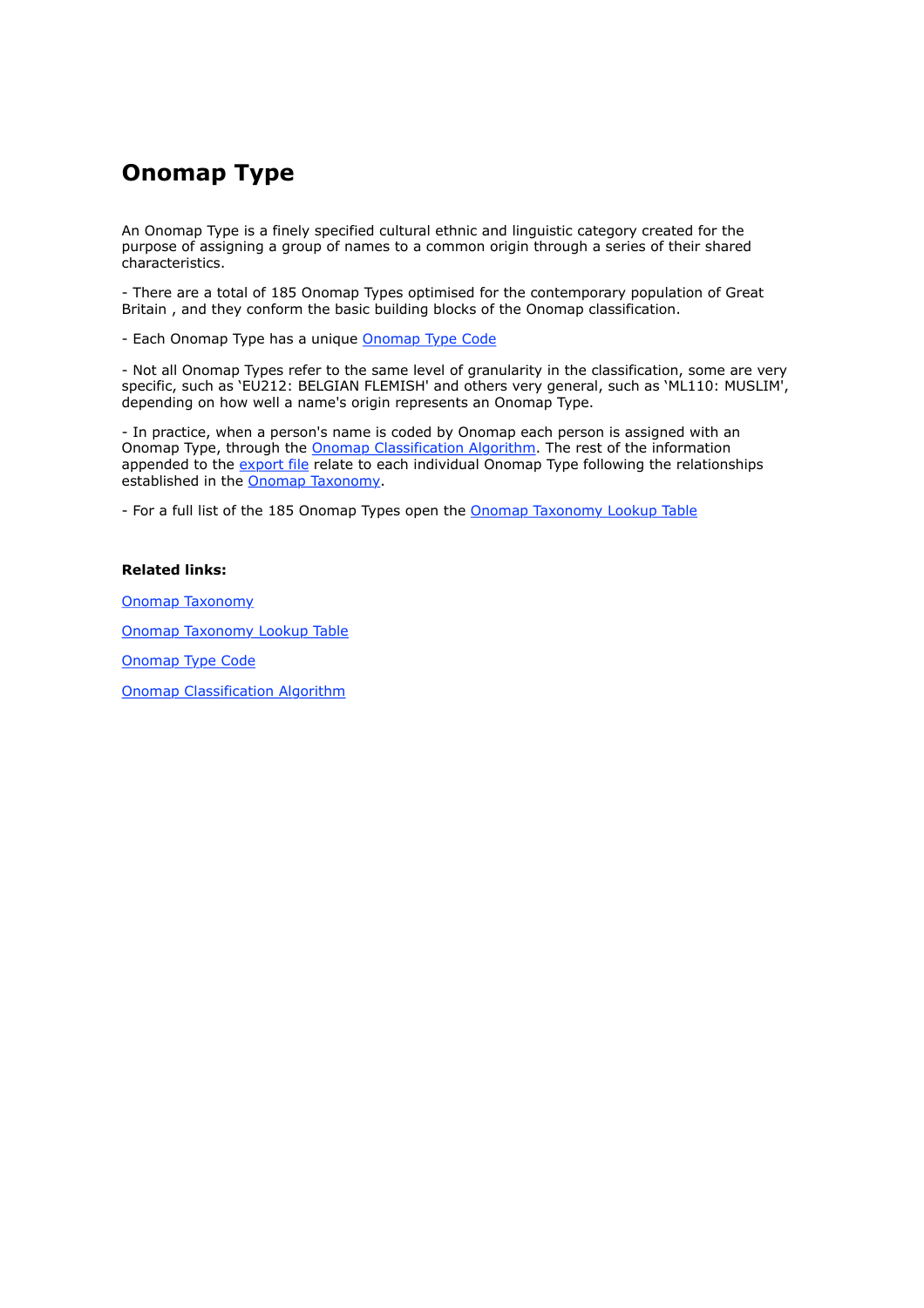# Onomap Type

An Onomap Type is a finely specified cultural ethnic and linguistic category created for the purpose of assigning a group of names to a common origin through a series of their shared characteristics.

- There are a total of 185 Onomap Types optimised for the contemporary population of Great Britain , and they conform the basic building blocks of the Onomap classification.

- Each Onomap Type has a unique Onomap Type Code

- Not all Onomap Types refer to the same level of granularity in the classification, some are very specific, such as 'EU212: BELGIAN FLEMISH' and others very general, such as 'ML110: MUSLIM', depending on how well a name's origin represents an Onomap Type.

- In practice, when a person's name is coded by Onomap each person is assigned with an Onomap Type, through the Onomap Classification Algorithm. The rest of the information appended to the export file relate to each individual Onomap Type following the relationships established in the Onomap Taxonomy.

- For a full list of the 185 Onomap Types open the Onomap Taxonomy Lookup Table

**Related links:**

Onomap Taxonomy

Onomap Taxonomy Lookup Table

Onomap Type Code

Onomap Classification Algorithm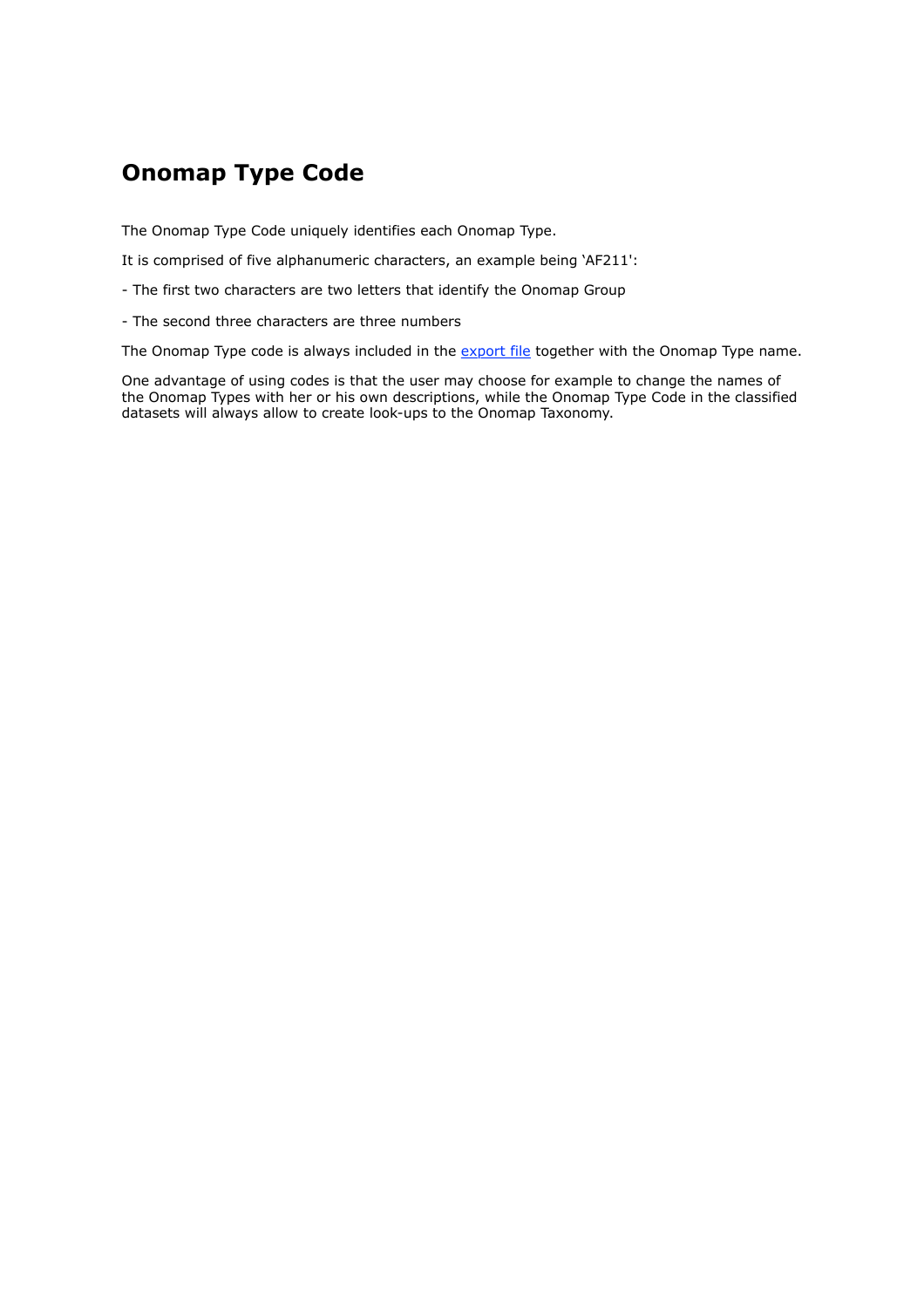# Onomap Type Code

The Onomap Type Code uniquely identifies each Onomap Type.

It is comprised of five alphanumeric characters, an example being 'AF211':

- The first two characters are two letters that identify the Onomap Group

- The second three characters are three numbers

The Onomap Type code is always included in the export file together with the Onomap Type name.

One advantage of using codes is that the user may choose for example to change the names of the Onomap Types with her or his own descriptions, while the Onomap Type Code in the classified datasets will always allow to create look-ups to the Onomap Taxonomy.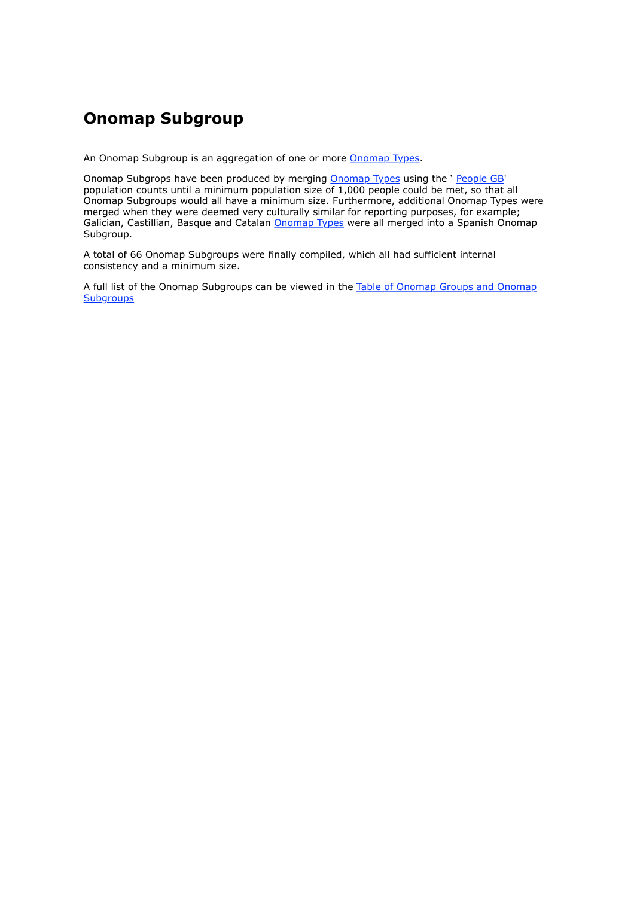# Onomap Subgroup

An Onomap Subgroup is an aggregation of one or more Onomap Types.

Onomap Subgrops have been produced by merging Onomap Types using the ' People GB' population counts until a minimum population size of 1,000 people could be met, so that all Onomap Subgroups would all have a minimum size. Furthermore, additional Onomap Types were merged when they were deemed very culturally similar for reporting purposes, for example; Galician, Castillian, Basque and Catalan Onomap Types were all merged into a Spanish Onomap Subgroup.

A total of 66 Onomap Subgroups were finally compiled, which all had sufficient internal consistency and a minimum size.

A full list of the Onomap Subgroups can be viewed in the Table of Onomap Groups and Onomap Subgroups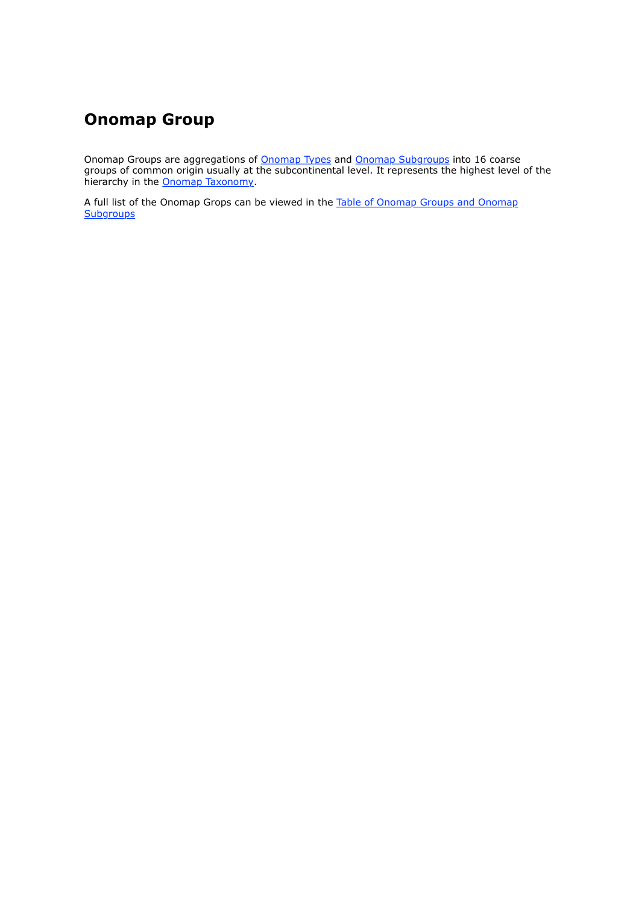# Onomap Group

Onomap Groups are aggregations of Onomap Types and Onomap Subgroups into 16 coarse groups of common origin usually at the subcontinental level. It represents the highest level of the hierarchy in the Onomap Taxonomy.

A full list of the Onomap Grops can be viewed in the Table of Onomap Groups and Onomap Subgroups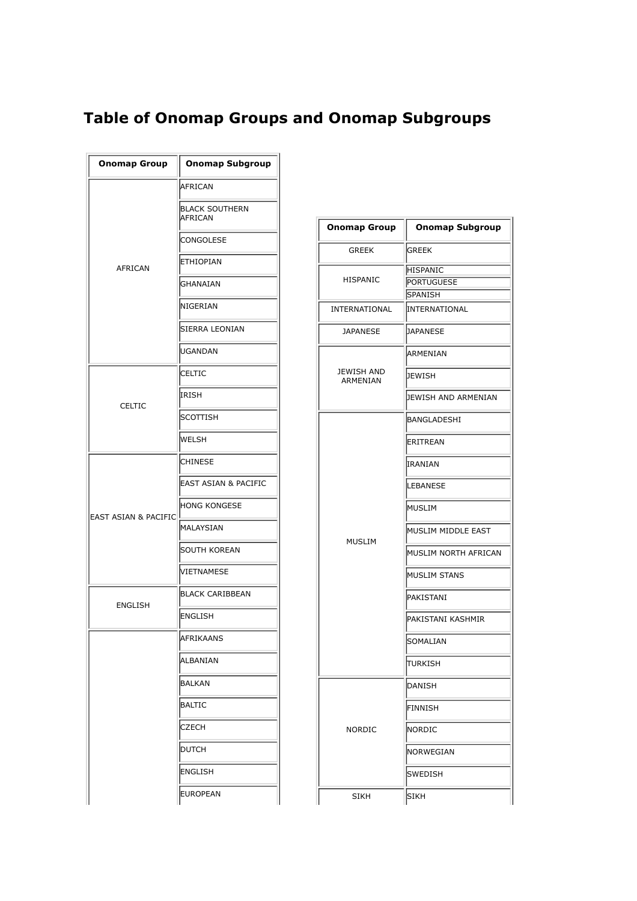# Table of Onomap Groups and Onomap Subgroups

| Onomap Group | Onomap Subgroup |
|---|---|
| AFRICAN | AFRICAN |
| | BLACK SOUTHERN AFRICAN |
| | CONGOLESE |
| | ETHIOPIAN |
| | GHANAIAN |
| | NIGERIAN |
| | SIERRA LEONIAN |
| | UGANDAN |
| CELTIC | CELTIC |
| | IRISH |
| | SCOTTISH |
| | WELSH |
| EAST ASIAN & PACIFIC | CHINESE |
| | EAST ASIAN & PACIFIC |
| | HONG KONGESE |
| | MALAYSIAN |
| | SOUTH KOREAN |
| | VIETNAMESE |
| ENGLISH | BLACK CARIBBEAN |
| | ENGLISH |
| | AFRIKAANS |
| | ALBANIAN |
| | BALKAN |
| | BALTIC |
| | CZECH |
| | DUTCH |
| | ENGLISH |
| | EUROPEAN |

| Onomap Group | Onomap Subgroup |
|---|---|
| GREEK | GREEK |
| HISPANIC | HISPANIC |
| | PORTUGUESE |
| | SPANISH |
| INTERNATIONAL | INTERNATIONAL |
| JAPANESE | JAPANESE |
| JEWISH AND ARMENIAN | ARMENIAN |
| | JEWISH |
| | JEWISH AND ARMENIAN |
| MUSLIM | BANGLADESHI |
| | ERITREAN |
| | IRANIAN |
| | LEBANESE |
| | MUSLIM |
| | MUSLIM MIDDLE EAST |
| | MUSLIM NORTH AFRICAN |
| | MUSLIM STANS |
| | PAKISTANI |
| | PAKISTANI KASHMIR |
| | SOMALIAN |
| | TURKISH |
| NORDIC | DANISH |
| | FINNISH |
| | NORDIC |
| | NORWEGIAN |
| | SWEDISH |
| SIKH | SIKH |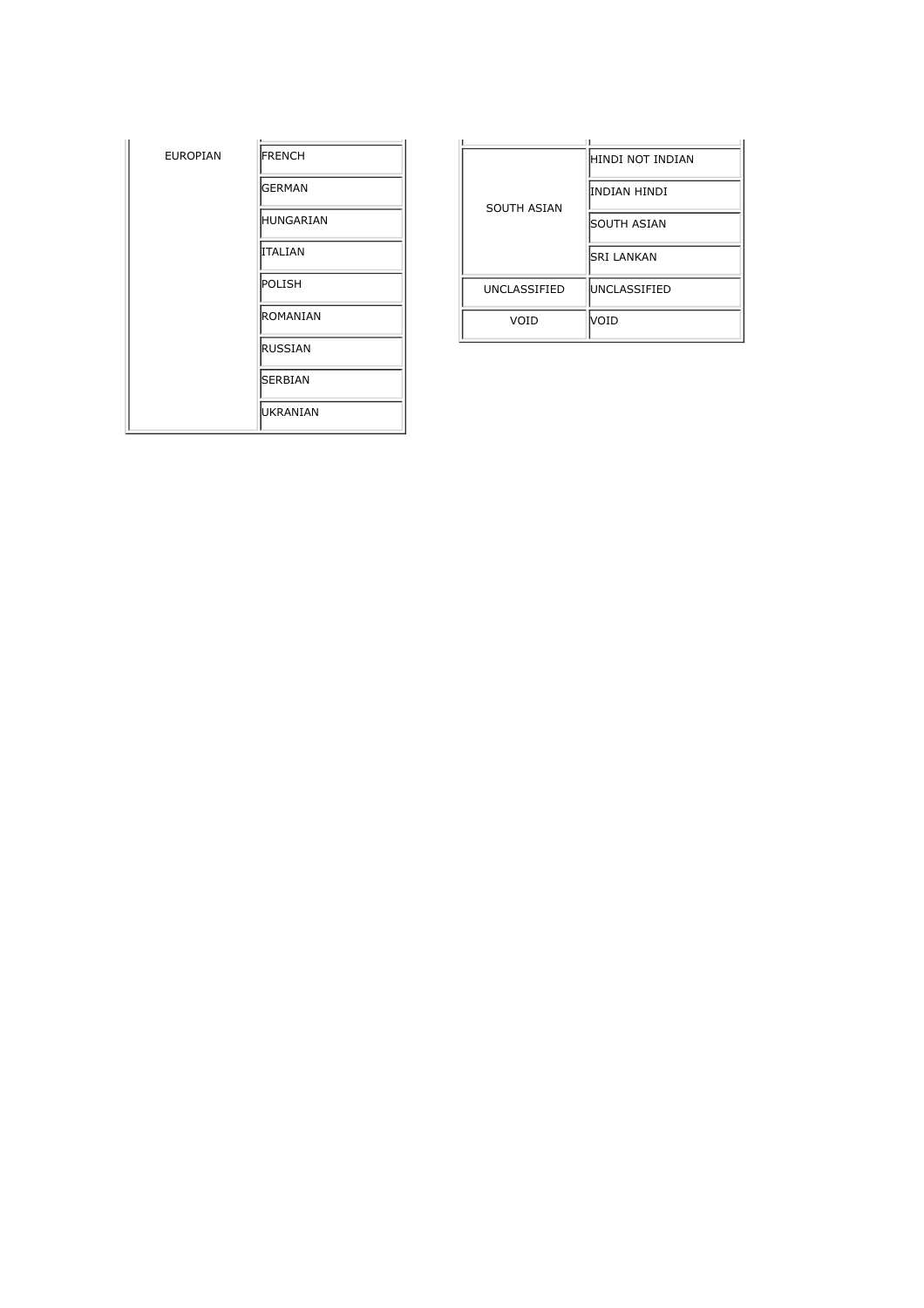| | |
|---|---|
| EUROPIAN | FRENCH |
| | GERMAN |
| | HUNGARIAN |
| | ITALIAN |
| | POLISH |
| | ROMANIAN |
| | RUSSIAN |
| | SERBIAN |
| | UKRANIAN |

| | |
|---|---|
| SOUTH ASIAN | HINDI NOT INDIAN |
| | INDIAN HINDI |
| | SOUTH ASIAN |
| | SRI LANKAN |
| UNCLASSIFIED | UNCLASSIFIED |
| VOID | VOID |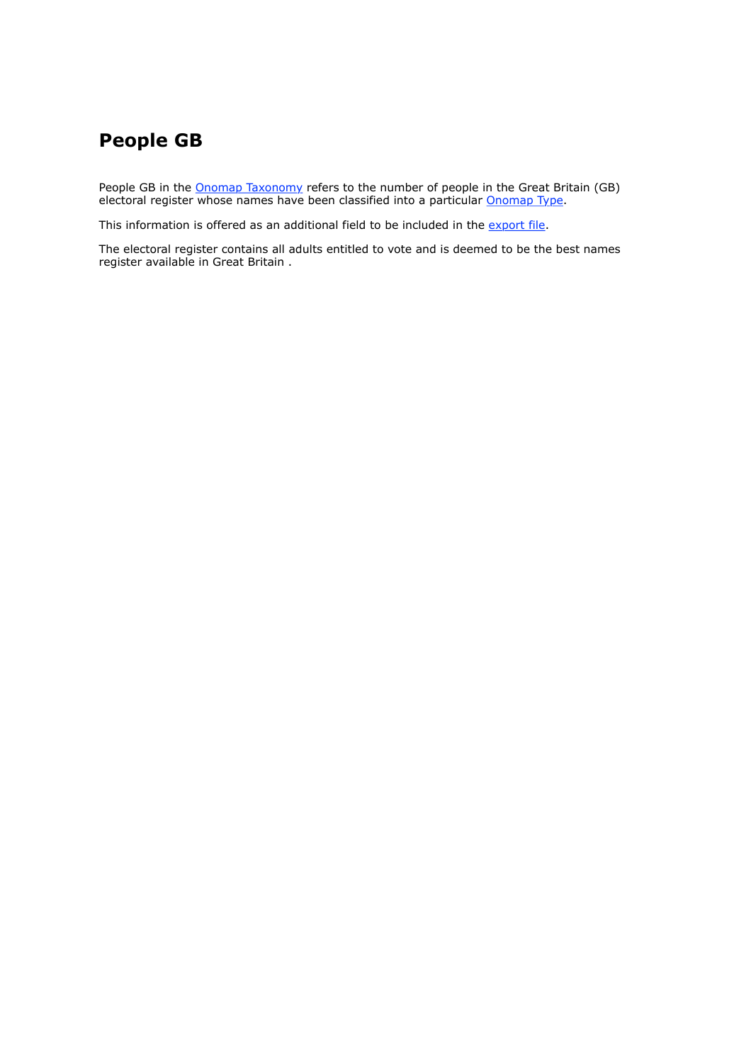# People GB

People GB in the Onomap Taxonomy refers to the number of people in the Great Britain (GB) electoral register whose names have been classified into a particular Onomap Type.

This information is offered as an additional field to be included in the export file.

The electoral register contains all adults entitled to vote and is deemed to be the best names register available in Great Britain .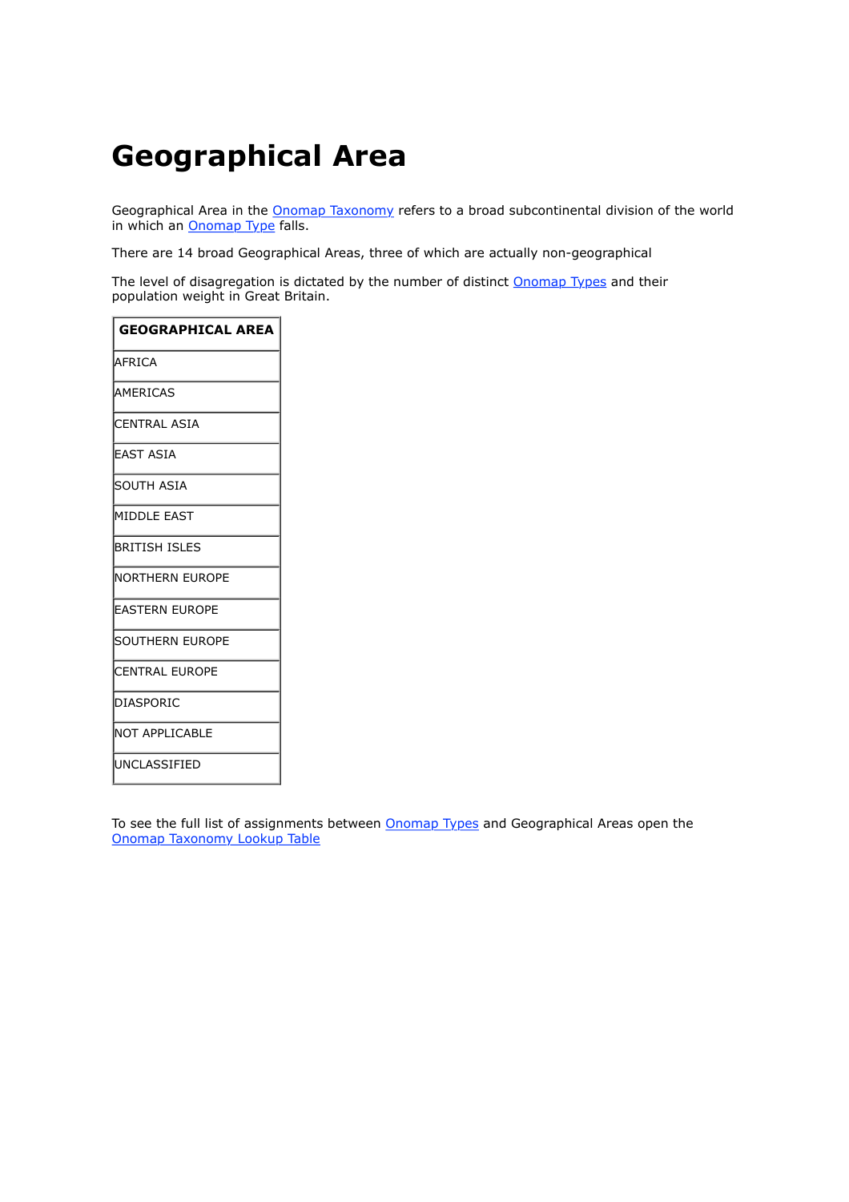# Geographical Area

Geographical Area in the Onomap Taxonomy refers to a broad subcontinental division of the world in which an Onomap Type falls.

There are 14 broad Geographical Areas, three of which are actually non-geographical

The level of disagregation is dictated by the number of distinct Onomap Types and their population weight in Great Britain.

| GEOGRAPHICAL AREA |
|---|
| AFRICA |
| AMERICAS |
| CENTRAL ASIA |
| EAST ASIA |
| SOUTH ASIA |
| MIDDLE EAST |
| BRITISH ISLES |
| NORTHERN EUROPE |
| EASTERN EUROPE |
| SOUTHERN EUROPE |
| CENTRAL EUROPE |
| DIASPORIC |
| NOT APPLICABLE |
| UNCLASSIFIED |

To see the full list of assignments between Onomap Types and Geographical Areas open the Onomap Taxonomy Lookup Table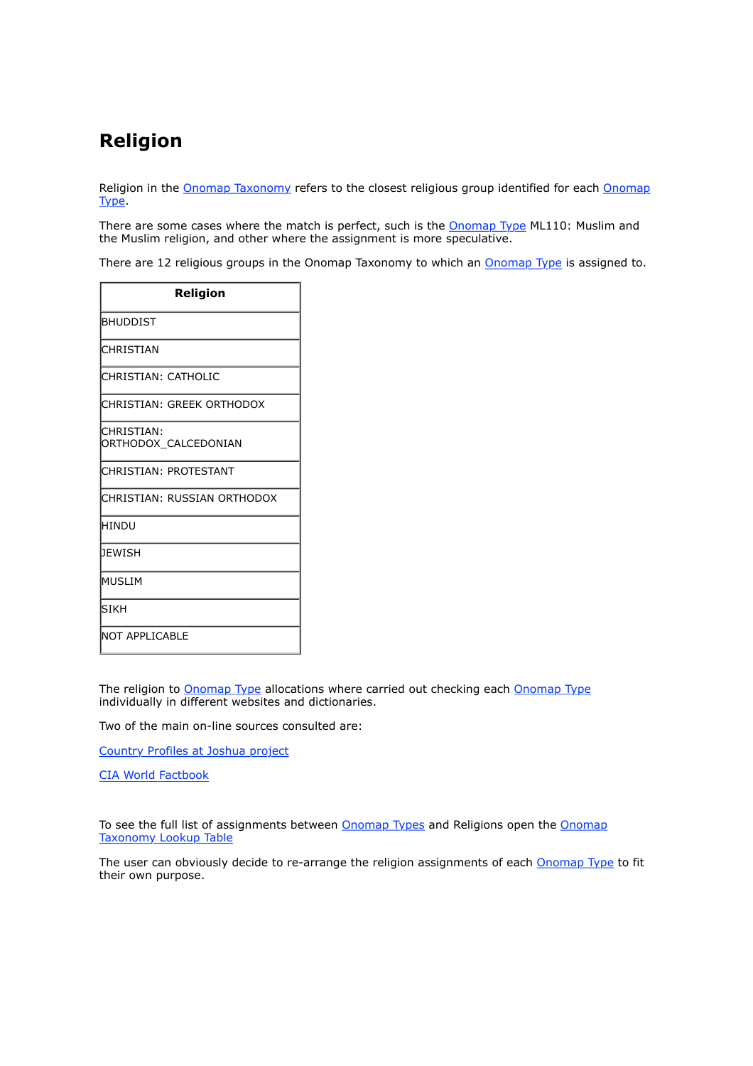# Religion

Religion in the Onomap Taxonomy refers to the closest religious group identified for each Onomap Type.

There are some cases where the match is perfect, such is the Onomap Type ML110: Muslim and the Muslim religion, and other where the assignment is more speculative.

There are 12 religious groups in the Onomap Taxonomy to which an Onomap Type is assigned to.

| Religion |
|---|
| BHUDDIST |
| CHRISTIAN |
| CHRISTIAN: CATHOLIC |
| CHRISTIAN: GREEK ORTHODOX |
| CHRISTIAN: ORTHODOX_CALCEDONIAN |
| CHRISTIAN: PROTESTANT |
| CHRISTIAN: RUSSIAN ORTHODOX |
| HINDU |
| JEWISH |
| MUSLIM |
| SIKH |
| NOT APPLICABLE |

The religion to Onomap Type allocations where carried out checking each Onomap Type individually in different websites and dictionaries.

Two of the main on-line sources consulted are:

Country Profiles at Joshua project

CIA World Factbook

To see the full list of assignments between Onomap Types and Religions open the Onomap Taxonomy Lookup Table

The user can obviously decide to re-arrange the religion assignments of each Onomap Type to fit their own purpose.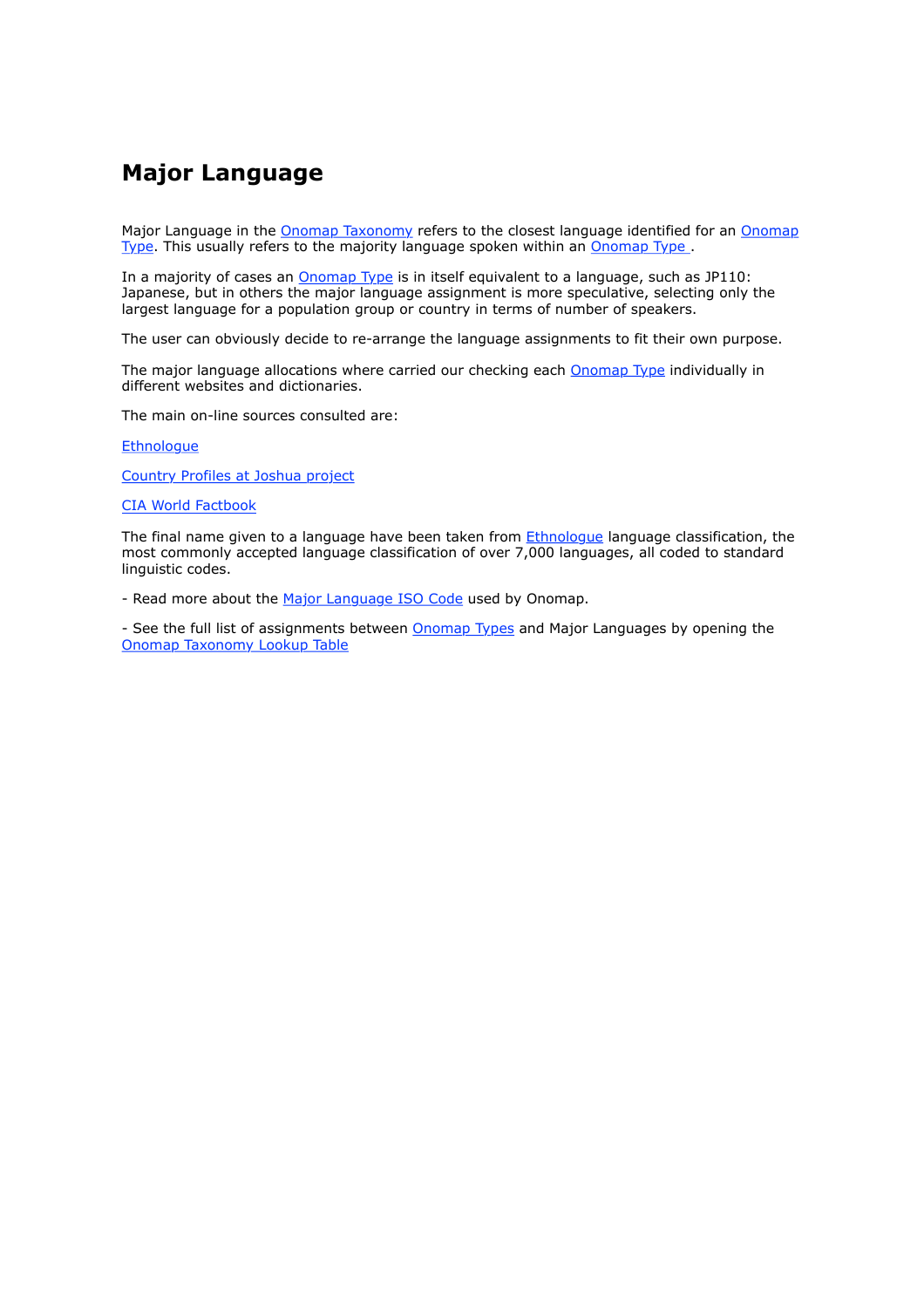# Major Language

Major Language in the Onomap Taxonomy refers to the closest language identified for an Onomap Type. This usually refers to the majority language spoken within an Onomap Type .

In a majority of cases an Onomap Type is in itself equivalent to a language, such as JP110: Japanese, but in others the major language assignment is more speculative, selecting only the largest language for a population group or country in terms of number of speakers.

The user can obviously decide to re-arrange the language assignments to fit their own purpose.

The major language allocations where carried our checking each Onomap Type individually in different websites and dictionaries.

The main on-line sources consulted are:

Ethnologue

Country Profiles at Joshua project

CIA World Factbook

The final name given to a language have been taken from Ethnologue language classification, the most commonly accepted language classification of over 7,000 languages, all coded to standard linguistic codes.

- Read more about the Major Language ISO Code used by Onomap.

- See the full list of assignments between Onomap Types and Major Languages by opening the Onomap Taxonomy Lookup Table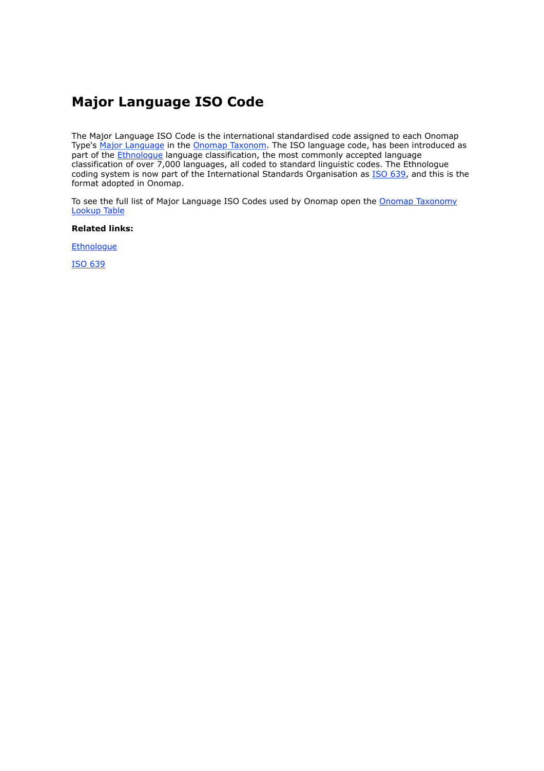# Major Language ISO Code

The Major Language ISO Code is the international standardised code assigned to each Onomap Type's Major Language in the Onomap Taxonom. The ISO language code, has been introduced as part of the Ethnologue language classification, the most commonly accepted language classification of over 7,000 languages, all coded to standard linguistic codes. The Ethnologue coding system is now part of the International Standards Organisation as ISO 639, and this is the format adopted in Onomap.

To see the full list of Major Language ISO Codes used by Onomap open the Onomap Taxonomy Lookup Table

**Related links:**

Ethnologue

ISO 639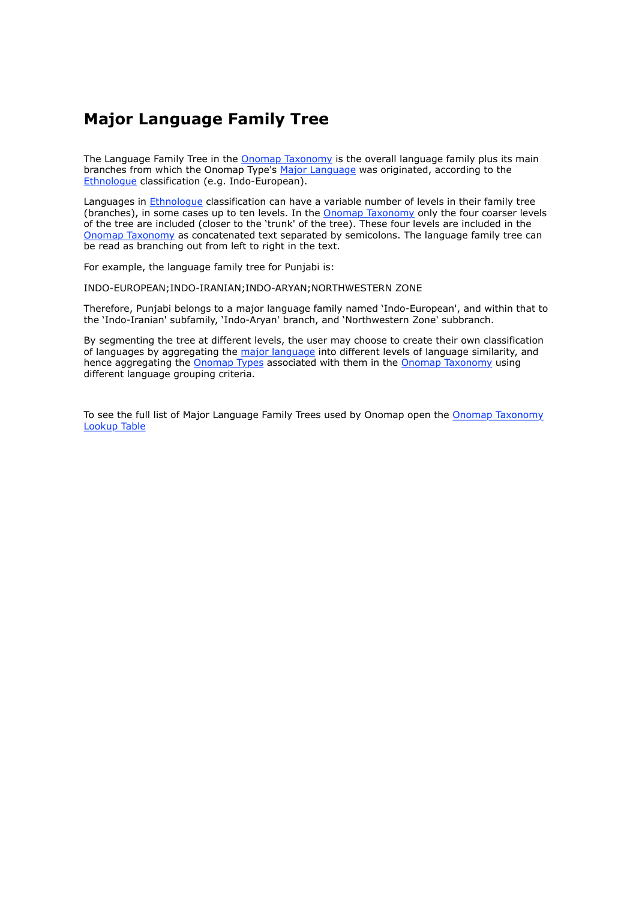# Major Language Family Tree

The Language Family Tree in the Onomap Taxonomy is the overall language family plus its main branches from which the Onomap Type's Major Language was originated, according to the Ethnologue classification (e.g. Indo-European).

Languages in Ethnologue classification can have a variable number of levels in their family tree (branches), in some cases up to ten levels. In the Onomap Taxonomy only the four coarser levels of the tree are included (closer to the 'trunk' of the tree). These four levels are included in the Onomap Taxonomy as concatenated text separated by semicolons. The language family tree can be read as branching out from left to right in the text.

For example, the language family tree for Punjabi is:

INDO-EUROPEAN;INDO-IRANIAN;INDO-ARYAN;NORTHWESTERN ZONE

Therefore, Punjabi belongs to a major language family named 'Indo-European', and within that to the 'Indo-Iranian' subfamily, 'Indo-Aryan' branch, and 'Northwestern Zone' subbranch.

By segmenting the tree at different levels, the user may choose to create their own classification of languages by aggregating the major language into different levels of language similarity, and hence aggregating the Onomap Types associated with them in the Onomap Taxonomy using different language grouping criteria.

To see the full list of Major Language Family Trees used by Onomap open the Onomap Taxonomy Lookup Table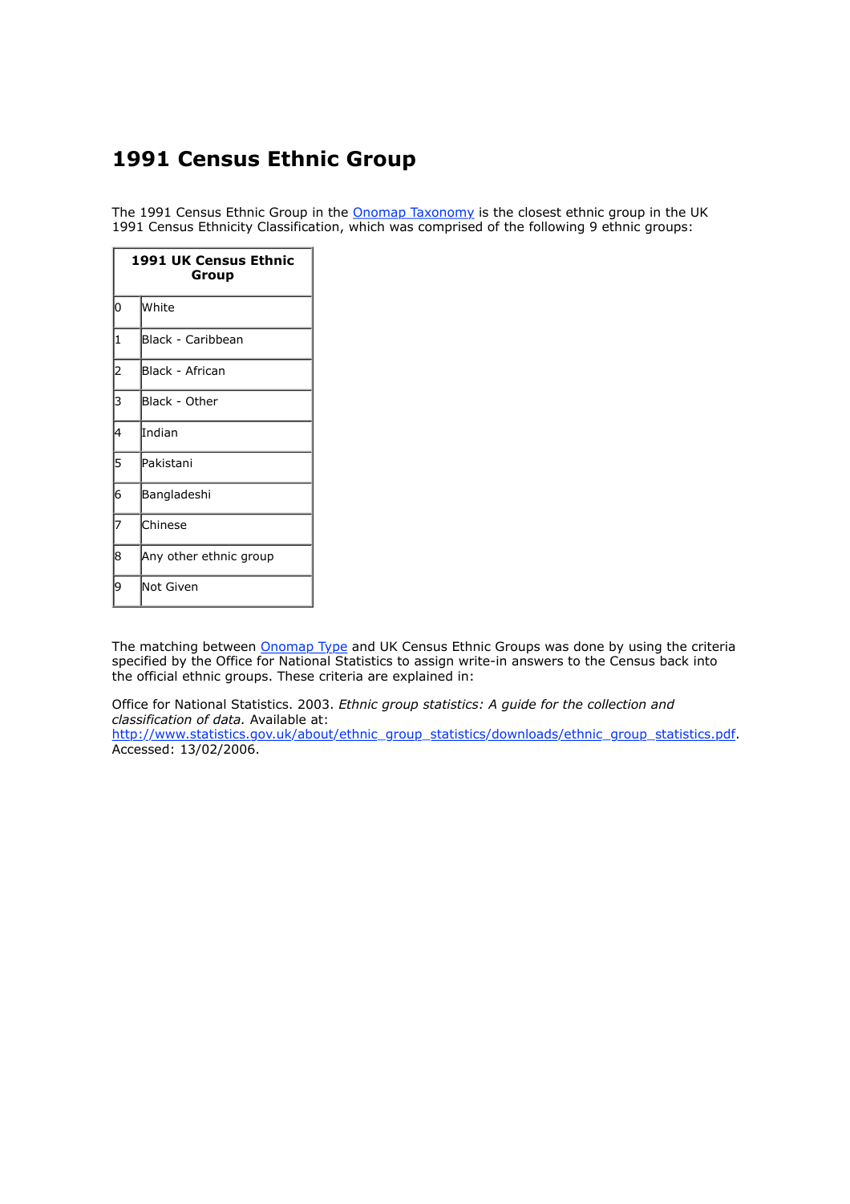# 1991 Census Ethnic Group

The 1991 Census Ethnic Group in the Onomap Taxonomy is the closest ethnic group in the UK 1991 Census Ethnicity Classification, which was comprised of the following 9 ethnic groups:

| 1991 UK Census Ethnic Group | |
|---|---|
| 0 | White |
| 1 | Black - Caribbean |
| 2 | Black - African |
| 3 | Black - Other |
| 4 | Indian |
| 5 | Pakistani |
| 6 | Bangladeshi |
| 7 | Chinese |
| 8 | Any other ethnic group |
| 9 | Not Given |

The matching between Onomap Type and UK Census Ethnic Groups was done by using the criteria specified by the Office for National Statistics to assign write-in answers to the Census back into the official ethnic groups. These criteria are explained in:

Office for National Statistics. 2003. *Ethnic group statistics: A guide for the collection and classification of data.* Available at: http://www.statistics.gov.uk/about/ethnic_group_statistics/downloads/ethnic_group_statistics.pdf. Accessed: 13/02/2006.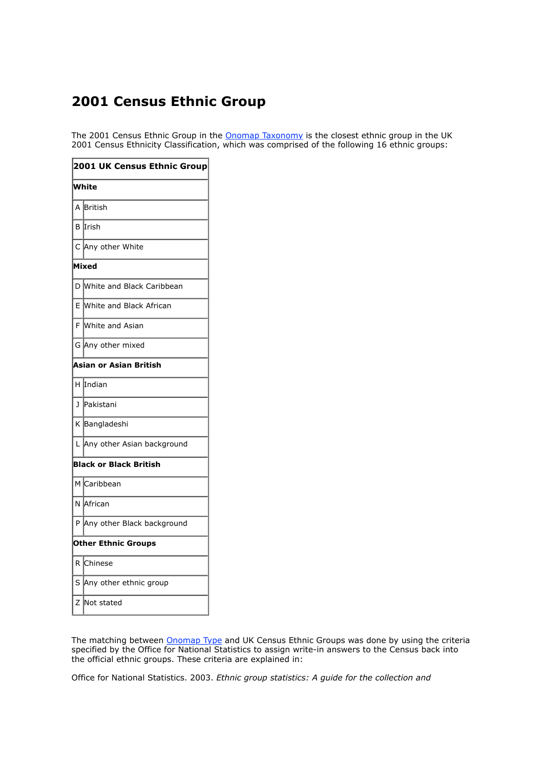# 2001 Census Ethnic Group

The 2001 Census Ethnic Group in the Onomap Taxonomy is the closest ethnic group in the UK 2001 Census Ethnicity Classification, which was comprised of the following 16 ethnic groups:

| 2001 UK Census Ethnic Group | |
|---|---|
| **White** | |
| A | British |
| B | Irish |
| C | Any other White |
| **Mixed** | |
| D | White and Black Caribbean |
| E | White and Black African |
| F | White and Asian |
| G | Any other mixed |
| **Asian or Asian British** | |
| H | Indian |
| J | Pakistani |
| K | Bangladeshi |
| L | Any other Asian background |
| **Black or Black British** | |
| M | Caribbean |
| N | African |
| P | Any other Black background |
| **Other Ethnic Groups** | |
| R | Chinese |
| S | Any other ethnic group |
| Z | Not stated |

The matching between Onomap Type and UK Census Ethnic Groups was done by using the criteria specified by the Office for National Statistics to assign write-in answers to the Census back into the official ethnic groups. These criteria are explained in:

Office for National Statistics. 2003. *Ethnic group statistics: A guide for the collection and*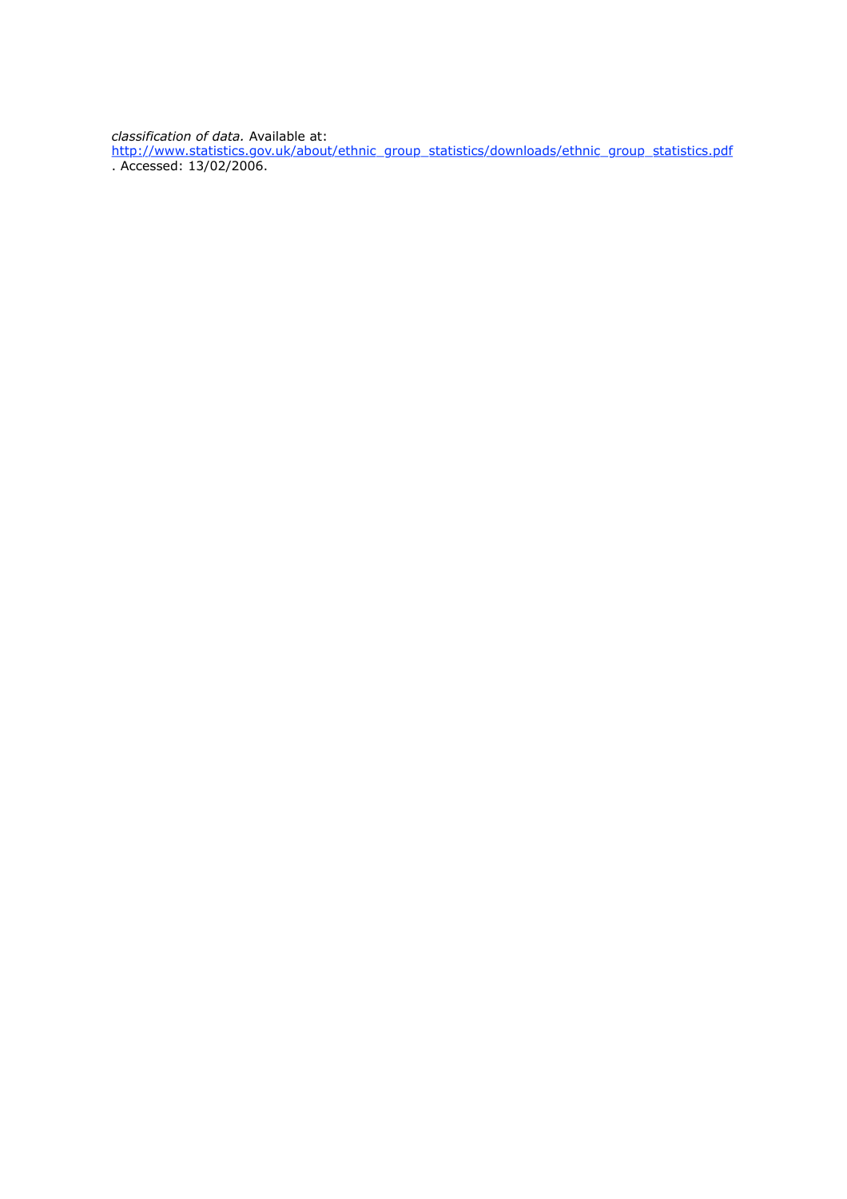*classification of data.* Available at: http://www.statistics.gov.uk/about/ethnic_group_statistics/downloads/ethnic_group_statistics.pdf . Accessed: 13/02/2006.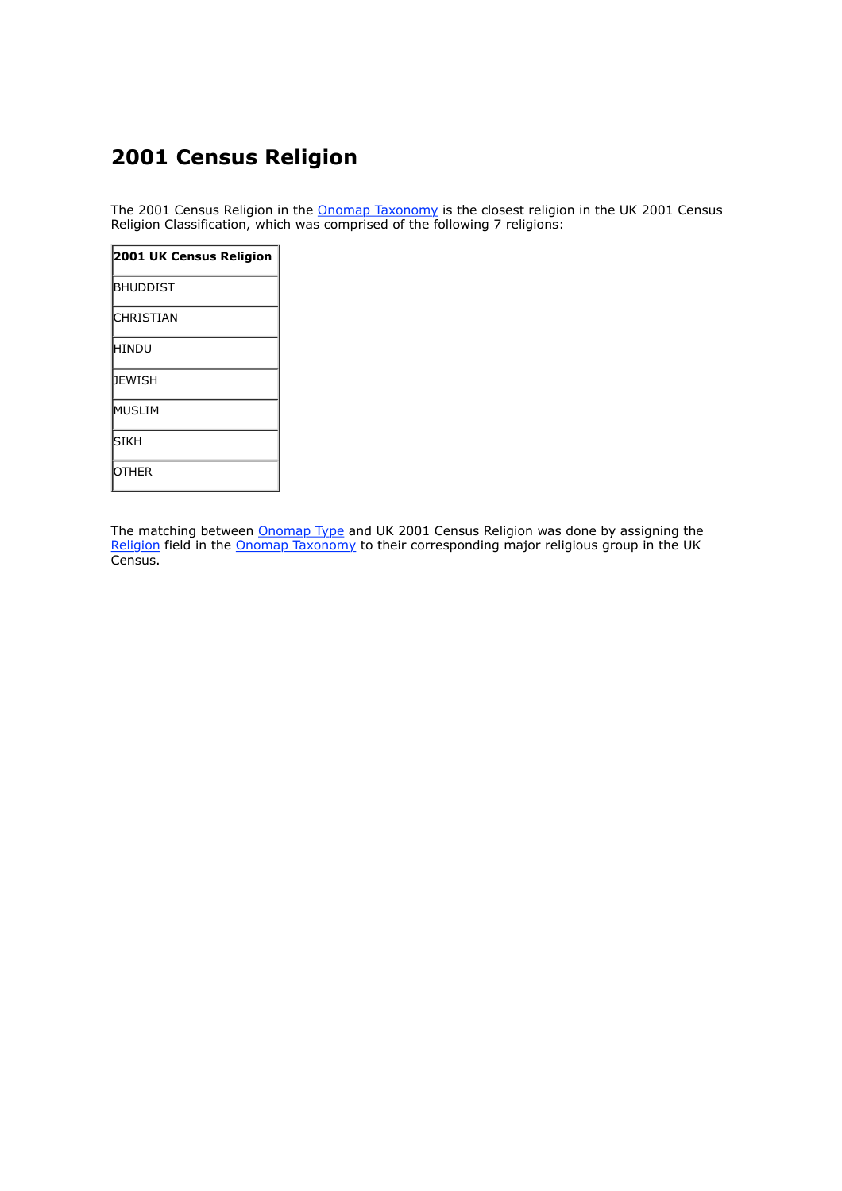# 2001 Census Religion

The 2001 Census Religion in the Onomap Taxonomy is the closest religion in the UK 2001 Census Religion Classification, which was comprised of the following 7 religions:

| 2001 UK Census Religion |
|---|
| BHUDDIST |
| CHRISTIAN |
| HINDU |
| JEWISH |
| MUSLIM |
| SIKH |
| OTHER |

The matching between Onomap Type and UK 2001 Census Religion was done by assigning the Religion field in the Onomap Taxonomy to their corresponding major religious group in the UK Census.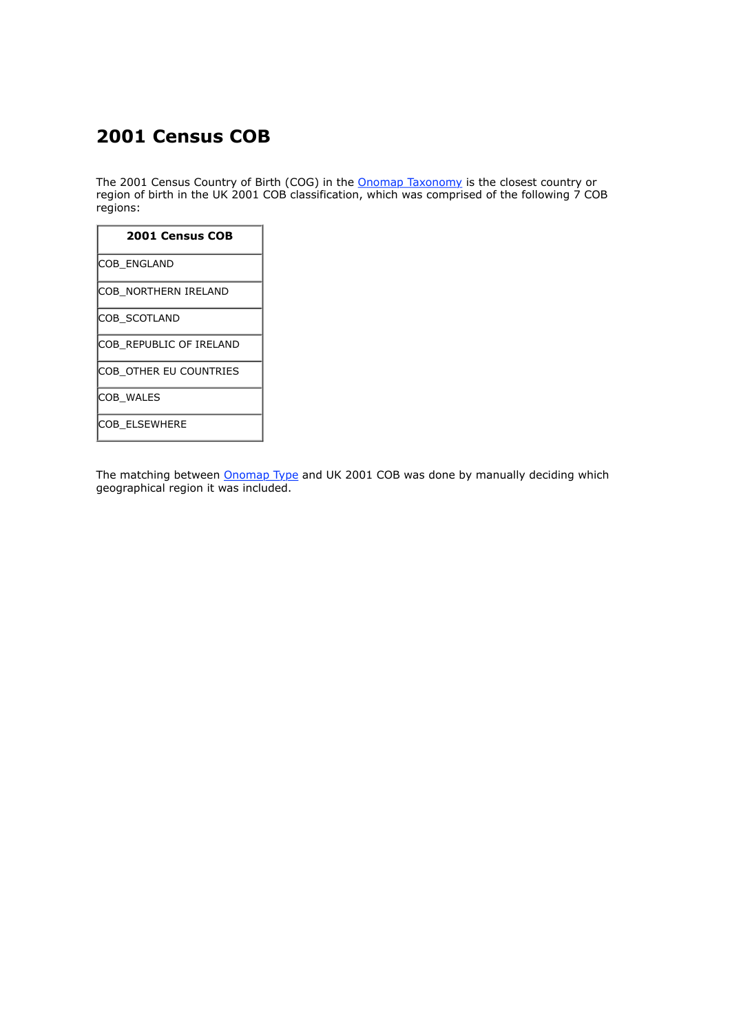# 2001 Census COB

The 2001 Census Country of Birth (COG) in the Onomap Taxonomy is the closest country or region of birth in the UK 2001 COB classification, which was comprised of the following 7 COB regions:

| 2001 Census COB |
|---|
| COB_ENGLAND |
| COB_NORTHERN IRELAND |
| COB_SCOTLAND |
| COB_REPUBLIC OF IRELAND |
| COB_OTHER EU COUNTRIES |
| COB_WALES |
| COB_ELSEWHERE |

The matching between Onomap Type and UK 2001 COB was done by manually deciding which geographical region it was included.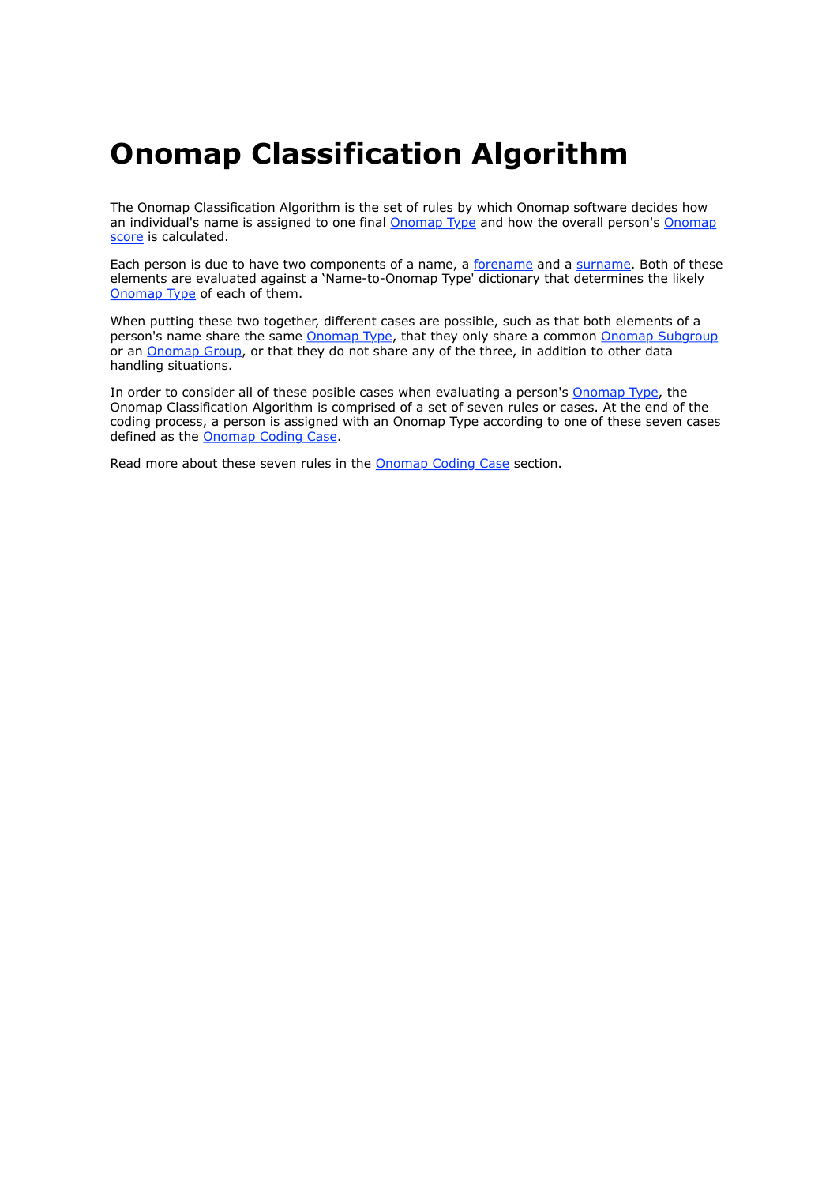# Onomap Classification Algorithm

The Onomap Classification Algorithm is the set of rules by which Onomap software decides how an individual's name is assigned to one final Onomap Type and how the overall person's Onomap score is calculated.

Each person is due to have two components of a name, a forename and a surname. Both of these elements are evaluated against a 'Name-to-Onomap Type' dictionary that determines the likely Onomap Type of each of them.

When putting these two together, different cases are possible, such as that both elements of a person's name share the same Onomap Type, that they only share a common Onomap Subgroup or an Onomap Group, or that they do not share any of the three, in addition to other data handling situations.

In order to consider all of these posible cases when evaluating a person's Onomap Type, the Onomap Classification Algorithm is comprised of a set of seven rules or cases. At the end of the coding process, a person is assigned with an Onomap Type according to one of these seven cases defined as the Onomap Coding Case.

Read more about these seven rules in the Onomap Coding Case section.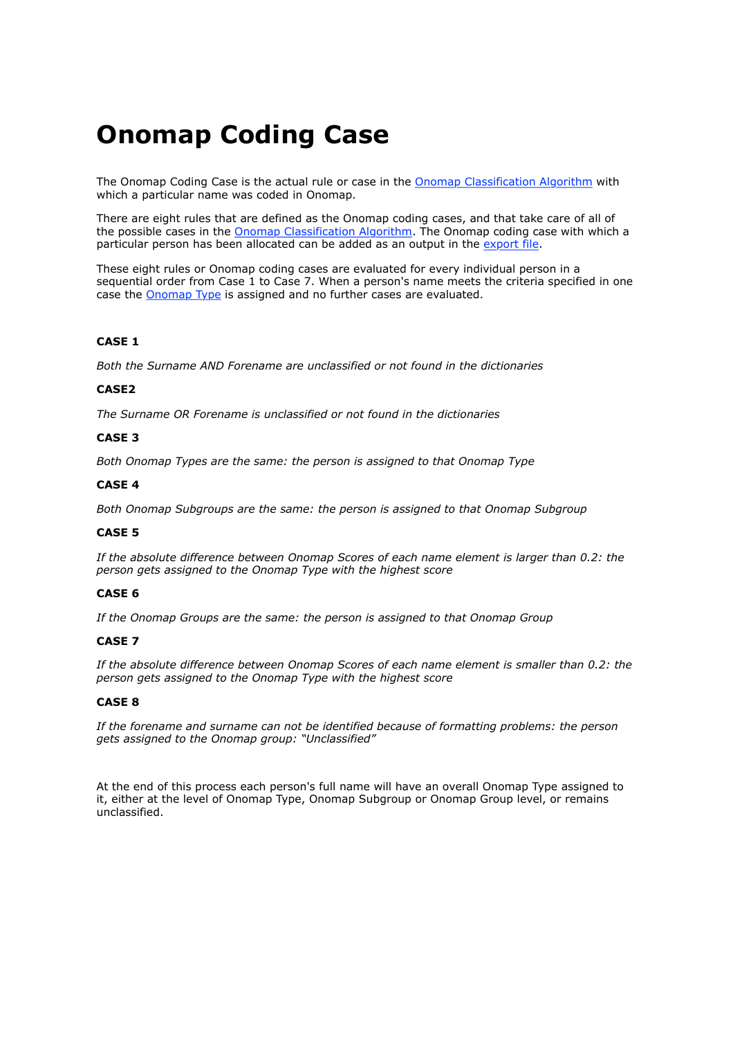# Onomap Coding Case

The Onomap Coding Case is the actual rule or case in the Onomap Classification Algorithm with which a particular name was coded in Onomap.

There are eight rules that are defined as the Onomap coding cases, and that take care of all of the possible cases in the Onomap Classification Algorithm. The Onomap coding case with which a particular person has been allocated can be added as an output in the export file.

These eight rules or Onomap coding cases are evaluated for every individual person in a sequential order from Case 1 to Case 7. When a person's name meets the criteria specified in one case the Onomap Type is assigned and no further cases are evaluated.

**CASE 1**

*Both the Surname AND Forename are unclassified or not found in the dictionaries*

**CASE2**

*The Surname OR Forename is unclassified or not found in the dictionaries*

**CASE 3**

*Both Onomap Types are the same: the person is assigned to that Onomap Type*

**CASE 4**

*Both Onomap Subgroups are the same: the person is assigned to that Onomap Subgroup*

**CASE 5**

*If the absolute difference between Onomap Scores of each name element is larger than 0.2: the person gets assigned to the Onomap Type with the highest score*

**CASE 6**

*If the Onomap Groups are the same: the person is assigned to that Onomap Group*

**CASE 7**

*If the absolute difference between Onomap Scores of each name element is smaller than 0.2: the person gets assigned to the Onomap Type with the highest score*

**CASE 8**

*If the forename and surname can not be identified because of formatting problems: the person gets assigned to the Onomap group: “Unclassified”*

At the end of this process each person's full name will have an overall Onomap Type assigned to it, either at the level of Onomap Type, Onomap Subgroup or Onomap Group level, or remains unclassified.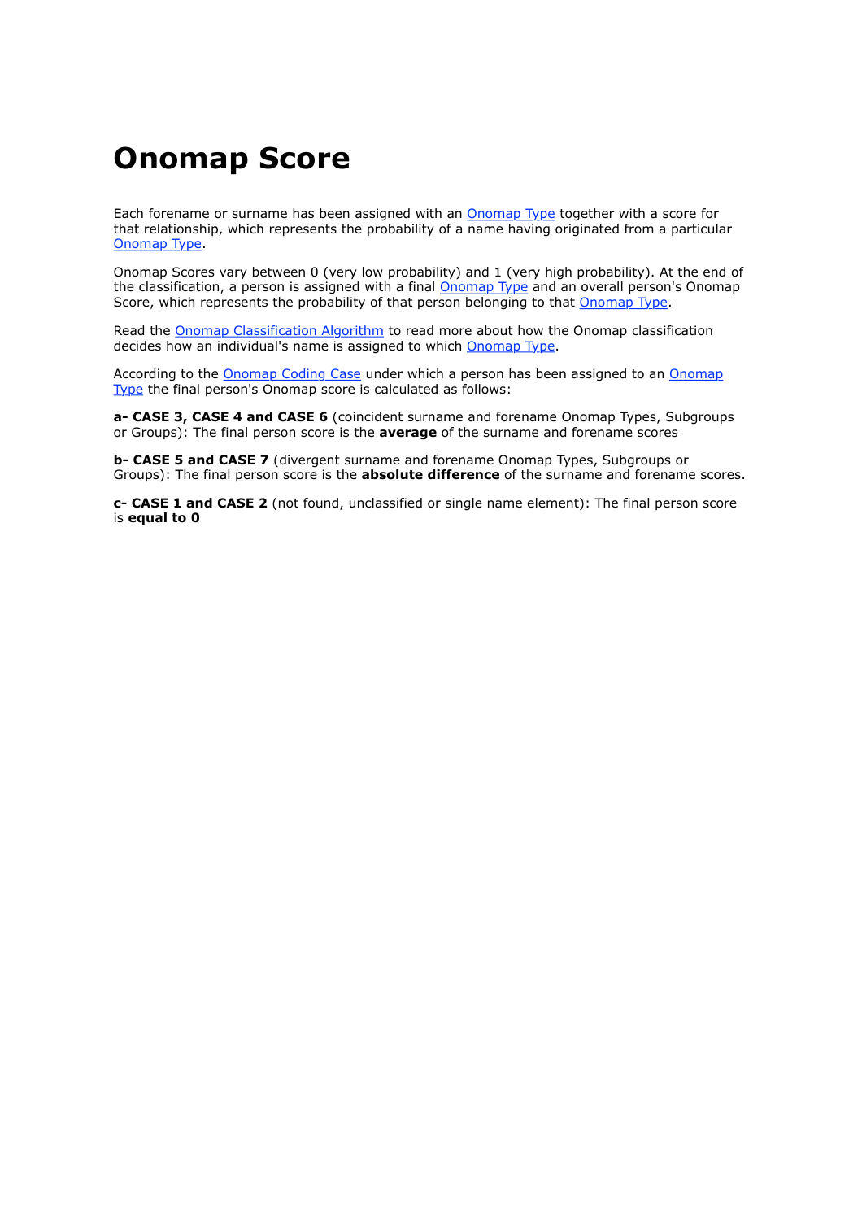# Onomap Score

Each forename or surname has been assigned with an Onomap Type together with a score for that relationship, which represents the probability of a name having originated from a particular Onomap Type.

Onomap Scores vary between 0 (very low probability) and 1 (very high probability). At the end of the classification, a person is assigned with a final Onomap Type and an overall person's Onomap Score, which represents the probability of that person belonging to that Onomap Type.

Read the Onomap Classification Algorithm to read more about how the Onomap classification decides how an individual's name is assigned to which Onomap Type.

According to the Onomap Coding Case under which a person has been assigned to an Onomap Type the final person's Onomap score is calculated as follows:

**a- CASE 3, CASE 4 and CASE 6** (coincident surname and forename Onomap Types, Subgroups or Groups): The final person score is the **average** of the surname and forename scores

**b- CASE 5 and CASE 7** (divergent surname and forename Onomap Types, Subgroups or Groups): The final person score is the **absolute difference** of the surname and forename scores.

**c- CASE 1 and CASE 2** (not found, unclassified or single name element): The final person score is **equal to 0**